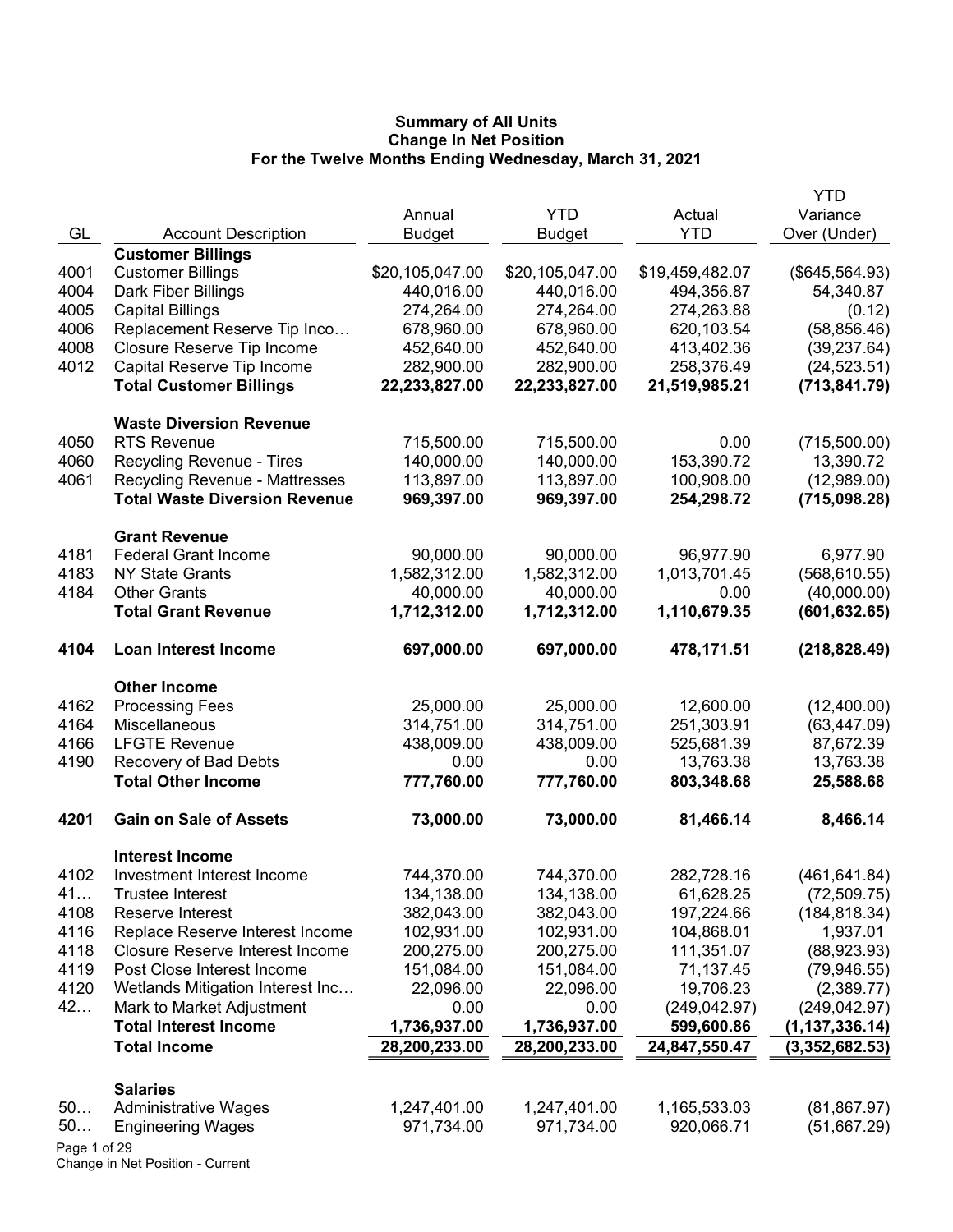**Summary of All Units**
**Change In Net Position**
**For the Twelve Months Ending Wednesday, March 31, 2021**

| GL | Account Description | Annual Budget | YTD Budget | Actual YTD | YTD Variance Over (Under) |
|---|---|---|---|---|---|
| | **Customer Billings** | | | | |
| 4001 | Customer Billings | $20,105,047.00 | $20,105,047.00 | $19,459,482.07 | ($645,564.93) |
| 4004 | Dark Fiber Billings | 440,016.00 | 440,016.00 | 494,356.87 | 54,340.87 |
| 4005 | Capital Billings | 274,264.00 | 274,264.00 | 274,263.88 | (0.12) |
| 4006 | Replacement Reserve Tip Inco… | 678,960.00 | 678,960.00 | 620,103.54 | (58,856.46) |
| 4008 | Closure Reserve Tip Income | 452,640.00 | 452,640.00 | 413,402.36 | (39,237.64) |
| 4012 | Capital Reserve Tip Income | 282,900.00 | 282,900.00 | 258,376.49 | (24,523.51) |
| | **Total Customer Billings** | **22,233,827.00** | **22,233,827.00** | **21,519,985.21** | **(713,841.79)** |
| | **Waste Diversion Revenue** | | | | |
| 4050 | RTS Revenue | 715,500.00 | 715,500.00 | 0.00 | (715,500.00) |
| 4060 | Recycling Revenue - Tires | 140,000.00 | 140,000.00 | 153,390.72 | 13,390.72 |
| 4061 | Recycling Revenue - Mattresses | 113,897.00 | 113,897.00 | 100,908.00 | (12,989.00) |
| | **Total Waste Diversion Revenue** | **969,397.00** | **969,397.00** | **254,298.72** | **(715,098.28)** |
| | **Grant Revenue** | | | | |
| 4181 | Federal Grant Income | 90,000.00 | 90,000.00 | 96,977.90 | 6,977.90 |
| 4183 | NY State Grants | 1,582,312.00 | 1,582,312.00 | 1,013,701.45 | (568,610.55) |
| 4184 | Other Grants | 40,000.00 | 40,000.00 | 0.00 | (40,000.00) |
| | **Total Grant Revenue** | **1,712,312.00** | **1,712,312.00** | **1,110,679.35** | **(601,632.65)** |
| **4104** | **Loan Interest Income** | **697,000.00** | **697,000.00** | **478,171.51** | **(218,828.49)** |
| | **Other Income** | | | | |
| 4162 | Processing Fees | 25,000.00 | 25,000.00 | 12,600.00 | (12,400.00) |
| 4164 | Miscellaneous | 314,751.00 | 314,751.00 | 251,303.91 | (63,447.09) |
| 4166 | LFGTE Revenue | 438,009.00 | 438,009.00 | 525,681.39 | 87,672.39 |
| 4190 | Recovery of Bad Debts | 0.00 | 0.00 | 13,763.38 | 13,763.38 |
| | **Total Other Income** | **777,760.00** | **777,760.00** | **803,348.68** | **25,588.68** |
| **4201** | **Gain on Sale of Assets** | **73,000.00** | **73,000.00** | **81,466.14** | **8,466.14** |
| | **Interest Income** | | | | |
| 4102 | Investment Interest Income | 744,370.00 | 744,370.00 | 282,728.16 | (461,641.84) |
| 41… | Trustee Interest | 134,138.00 | 134,138.00 | 61,628.25 | (72,509.75) |
| 4108 | Reserve Interest | 382,043.00 | 382,043.00 | 197,224.66 | (184,818.34) |
| 4116 | Replace Reserve Interest Income | 102,931.00 | 102,931.00 | 104,868.01 | 1,937.01 |
| 4118 | Closure Reserve Interest Income | 200,275.00 | 200,275.00 | 111,351.07 | (88,923.93) |
| 4119 | Post Close Interest Income | 151,084.00 | 151,084.00 | 71,137.45 | (79,946.55) |
| 4120 | Wetlands Mitigation Interest Inc… | 22,096.00 | 22,096.00 | 19,706.23 | (2,389.77) |
| 42… | Mark to Market Adjustment | 0.00 | 0.00 | (249,042.97) | (249,042.97) |
| | **Total Interest Income** | **1,736,937.00** | **1,736,937.00** | **599,600.86** | **(1,137,336.14)** |
| | **Total Income** | **28,200,233.00** | **28,200,233.00** | **24,847,550.47** | **(3,352,682.53)** |
| | **Salaries** | | | | |
| 50… | Administrative Wages | 1,247,401.00 | 1,247,401.00 | 1,165,533.03 | (81,867.97) |
| 50… | Engineering Wages | 971,734.00 | 971,734.00 | 920,066.71 | (51,667.29) |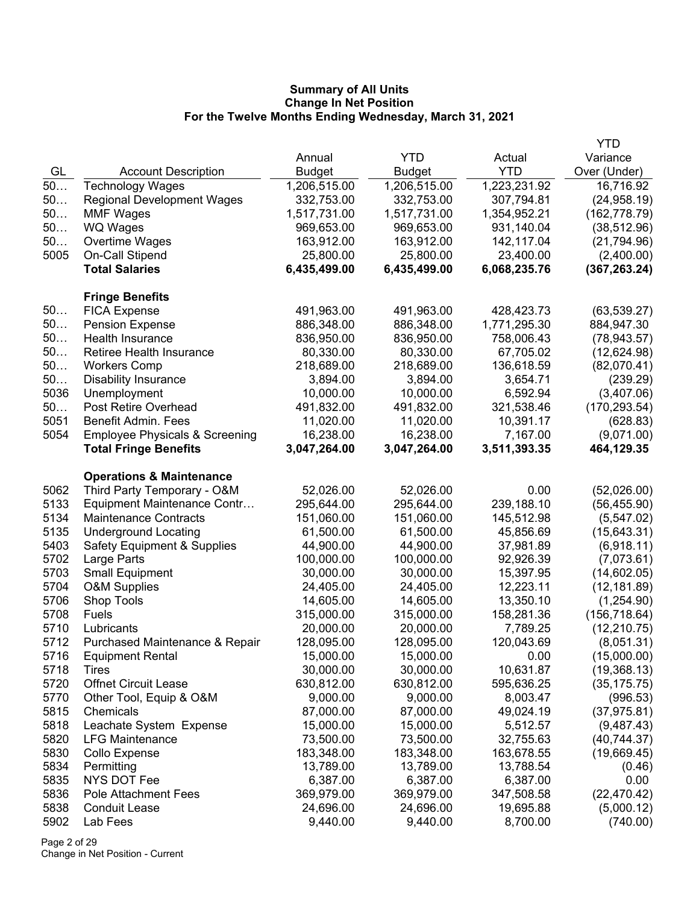**Summary of All Units**
**Change In Net Position**
**For the Twelve Months Ending Wednesday, March 31, 2021**

| GL | Account Description | Annual Budget | YTD Budget | Actual YTD | YTD Variance Over (Under) |
|---|---|---|---|---|---|
| 50… | Technology Wages | 1,206,515.00 | 1,206,515.00 | 1,223,231.92 | 16,716.92 |
| 50… | Regional Development Wages | 332,753.00 | 332,753.00 | 307,794.81 | (24,958.19) |
| 50… | MMF Wages | 1,517,731.00 | 1,517,731.00 | 1,354,952.21 | (162,778.79) |
| 50… | WQ Wages | 969,653.00 | 969,653.00 | 931,140.04 | (38,512.96) |
| 50… | Overtime Wages | 163,912.00 | 163,912.00 | 142,117.04 | (21,794.96) |
| 5005 | On-Call Stipend | 25,800.00 | 25,800.00 | 23,400.00 | (2,400.00) |
| | **Total Salaries** | **6,435,499.00** | **6,435,499.00** | **6,068,235.76** | **(367,263.24)** |
| | **Fringe Benefits** | | | | |
| 50… | FICA Expense | 491,963.00 | 491,963.00 | 428,423.73 | (63,539.27) |
| 50… | Pension Expense | 886,348.00 | 886,348.00 | 1,771,295.30 | 884,947.30 |
| 50… | Health Insurance | 836,950.00 | 836,950.00 | 758,006.43 | (78,943.57) |
| 50… | Retiree Health Insurance | 80,330.00 | 80,330.00 | 67,705.02 | (12,624.98) |
| 50… | Workers Comp | 218,689.00 | 218,689.00 | 136,618.59 | (82,070.41) |
| 50… | Disability Insurance | 3,894.00 | 3,894.00 | 3,654.71 | (239.29) |
| 5036 | Unemployment | 10,000.00 | 10,000.00 | 6,592.94 | (3,407.06) |
| 50… | Post Retire Overhead | 491,832.00 | 491,832.00 | 321,538.46 | (170,293.54) |
| 5051 | Benefit Admin. Fees | 11,020.00 | 11,020.00 | 10,391.17 | (628.83) |
| 5054 | Employee Physicals & Screening | 16,238.00 | 16,238.00 | 7,167.00 | (9,071.00) |
| | **Total Fringe Benefits** | **3,047,264.00** | **3,047,264.00** | **3,511,393.35** | **464,129.35** |
| | **Operations & Maintenance** | | | | |
| 5062 | Third Party Temporary - O&M | 52,026.00 | 52,026.00 | 0.00 | (52,026.00) |
| 5133 | Equipment Maintenance Contr… | 295,644.00 | 295,644.00 | 239,188.10 | (56,455.90) |
| 5134 | Maintenance Contracts | 151,060.00 | 151,060.00 | 145,512.98 | (5,547.02) |
| 5135 | Underground Locating | 61,500.00 | 61,500.00 | 45,856.69 | (15,643.31) |
| 5403 | Safety Equipment & Supplies | 44,900.00 | 44,900.00 | 37,981.89 | (6,918.11) |
| 5702 | Large Parts | 100,000.00 | 100,000.00 | 92,926.39 | (7,073.61) |
| 5703 | Small Equipment | 30,000.00 | 30,000.00 | 15,397.95 | (14,602.05) |
| 5704 | O&M Supplies | 24,405.00 | 24,405.00 | 12,223.11 | (12,181.89) |
| 5706 | Shop Tools | 14,605.00 | 14,605.00 | 13,350.10 | (1,254.90) |
| 5708 | Fuels | 315,000.00 | 315,000.00 | 158,281.36 | (156,718.64) |
| 5710 | Lubricants | 20,000.00 | 20,000.00 | 7,789.25 | (12,210.75) |
| 5712 | Purchased Maintenance & Repair | 128,095.00 | 128,095.00 | 120,043.69 | (8,051.31) |
| 5716 | Equipment Rental | 15,000.00 | 15,000.00 | 0.00 | (15,000.00) |
| 5718 | Tires | 30,000.00 | 30,000.00 | 10,631.87 | (19,368.13) |
| 5720 | Offnet Circuit Lease | 630,812.00 | 630,812.00 | 595,636.25 | (35,175.75) |
| 5770 | Other Tool, Equip & O&M | 9,000.00 | 9,000.00 | 8,003.47 | (996.53) |
| 5815 | Chemicals | 87,000.00 | 87,000.00 | 49,024.19 | (37,975.81) |
| 5818 | Leachate System Expense | 15,000.00 | 15,000.00 | 5,512.57 | (9,487.43) |
| 5820 | LFG Maintenance | 73,500.00 | 73,500.00 | 32,755.63 | (40,744.37) |
| 5830 | Collo Expense | 183,348.00 | 183,348.00 | 163,678.55 | (19,669.45) |
| 5834 | Permitting | 13,789.00 | 13,789.00 | 13,788.54 | (0.46) |
| 5835 | NYS DOT Fee | 6,387.00 | 6,387.00 | 6,387.00 | 0.00 |
| 5836 | Pole Attachment Fees | 369,979.00 | 369,979.00 | 347,508.58 | (22,470.42) |
| 5838 | Conduit Lease | 24,696.00 | 24,696.00 | 19,695.88 | (5,000.12) |
| 5902 | Lab Fees | 9,440.00 | 9,440.00 | 8,700.00 | (740.00) |

Change in Net Position - Current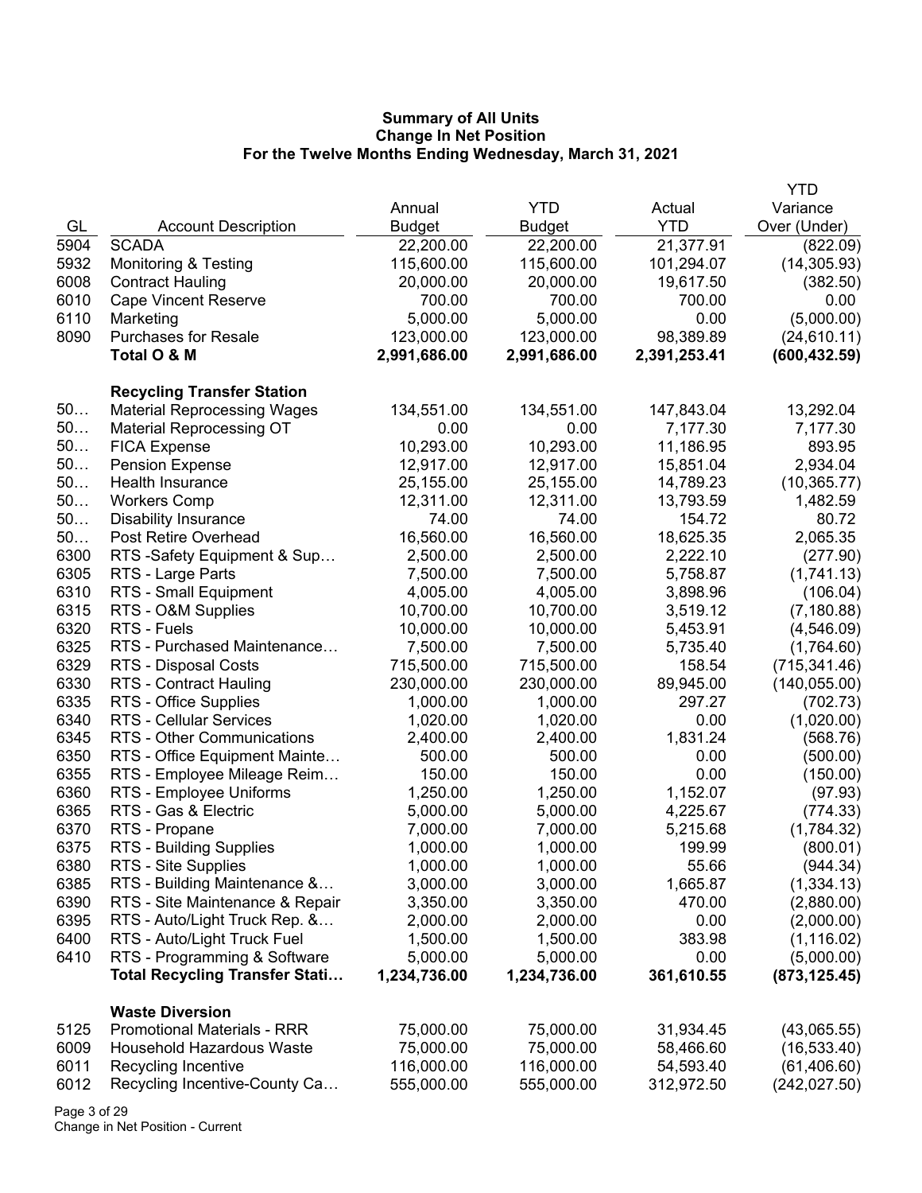**Summary of All Units**
**Change In Net Position**
**For the Twelve Months Ending Wednesday, March 31, 2021**

| GL | Account Description | Annual Budget | YTD Budget | Actual YTD | YTD Variance Over (Under) |
|---|---|---|---|---|---|
| 5904 | SCADA | 22,200.00 | 22,200.00 | 21,377.91 | (822.09) |
| 5932 | Monitoring & Testing | 115,600.00 | 115,600.00 | 101,294.07 | (14,305.93) |
| 6008 | Contract Hauling | 20,000.00 | 20,000.00 | 19,617.50 | (382.50) |
| 6010 | Cape Vincent Reserve | 700.00 | 700.00 | 700.00 | 0.00 |
| 6110 | Marketing | 5,000.00 | 5,000.00 | 0.00 | (5,000.00) |
| 8090 | Purchases for Resale | 123,000.00 | 123,000.00 | 98,389.89 | (24,610.11) |
| | **Total O & M** | **2,991,686.00** | **2,991,686.00** | **2,391,253.41** | **(600,432.59)** |
| | **Recycling Transfer Station** | | | | |
| 50… | Material Reprocessing Wages | 134,551.00 | 134,551.00 | 147,843.04 | 13,292.04 |
| 50… | Material Reprocessing OT | 0.00 | 0.00 | 7,177.30 | 7,177.30 |
| 50… | FICA Expense | 10,293.00 | 10,293.00 | 11,186.95 | 893.95 |
| 50… | Pension Expense | 12,917.00 | 12,917.00 | 15,851.04 | 2,934.04 |
| 50… | Health Insurance | 25,155.00 | 25,155.00 | 14,789.23 | (10,365.77) |
| 50… | Workers Comp | 12,311.00 | 12,311.00 | 13,793.59 | 1,482.59 |
| 50… | Disability Insurance | 74.00 | 74.00 | 154.72 | 80.72 |
| 50… | Post Retire Overhead | 16,560.00 | 16,560.00 | 18,625.35 | 2,065.35 |
| 6300 | RTS -Safety Equipment & Sup… | 2,500.00 | 2,500.00 | 2,222.10 | (277.90) |
| 6305 | RTS - Large Parts | 7,500.00 | 7,500.00 | 5,758.87 | (1,741.13) |
| 6310 | RTS - Small Equipment | 4,005.00 | 4,005.00 | 3,898.96 | (106.04) |
| 6315 | RTS - O&M Supplies | 10,700.00 | 10,700.00 | 3,519.12 | (7,180.88) |
| 6320 | RTS - Fuels | 10,000.00 | 10,000.00 | 5,453.91 | (4,546.09) |
| 6325 | RTS - Purchased Maintenance… | 7,500.00 | 7,500.00 | 5,735.40 | (1,764.60) |
| 6329 | RTS - Disposal Costs | 715,500.00 | 715,500.00 | 158.54 | (715,341.46) |
| 6330 | RTS - Contract Hauling | 230,000.00 | 230,000.00 | 89,945.00 | (140,055.00) |
| 6335 | RTS - Office Supplies | 1,000.00 | 1,000.00 | 297.27 | (702.73) |
| 6340 | RTS - Cellular Services | 1,020.00 | 1,020.00 | 0.00 | (1,020.00) |
| 6345 | RTS - Other Communications | 2,400.00 | 2,400.00 | 1,831.24 | (568.76) |
| 6350 | RTS - Office Equipment Mainte… | 500.00 | 500.00 | 0.00 | (500.00) |
| 6355 | RTS - Employee Mileage Reim… | 150.00 | 150.00 | 0.00 | (150.00) |
| 6360 | RTS - Employee Uniforms | 1,250.00 | 1,250.00 | 1,152.07 | (97.93) |
| 6365 | RTS - Gas & Electric | 5,000.00 | 5,000.00 | 4,225.67 | (774.33) |
| 6370 | RTS - Propane | 7,000.00 | 7,000.00 | 5,215.68 | (1,784.32) |
| 6375 | RTS - Building Supplies | 1,000.00 | 1,000.00 | 199.99 | (800.01) |
| 6380 | RTS - Site Supplies | 1,000.00 | 1,000.00 | 55.66 | (944.34) |
| 6385 | RTS - Building Maintenance &… | 3,000.00 | 3,000.00 | 1,665.87 | (1,334.13) |
| 6390 | RTS - Site Maintenance & Repair | 3,350.00 | 3,350.00 | 470.00 | (2,880.00) |
| 6395 | RTS - Auto/Light Truck Rep. &… | 2,000.00 | 2,000.00 | 0.00 | (2,000.00) |
| 6400 | RTS - Auto/Light Truck Fuel | 1,500.00 | 1,500.00 | 383.98 | (1,116.02) |
| 6410 | RTS - Programming & Software | 5,000.00 | 5,000.00 | 0.00 | (5,000.00) |
| | **Total Recycling Transfer Stati…** | **1,234,736.00** | **1,234,736.00** | **361,610.55** | **(873,125.45)** |
| | **Waste Diversion** | | | | |
| 5125 | Promotional Materials - RRR | 75,000.00 | 75,000.00 | 31,934.45 | (43,065.55) |
| 6009 | Household Hazardous Waste | 75,000.00 | 75,000.00 | 58,466.60 | (16,533.40) |
| 6011 | Recycling Incentive | 116,000.00 | 116,000.00 | 54,593.40 | (61,406.60) |
| 6012 | Recycling Incentive-County Ca… | 555,000.00 | 555,000.00 | 312,972.50 | (242,027.50) |

Change in Net Position - Current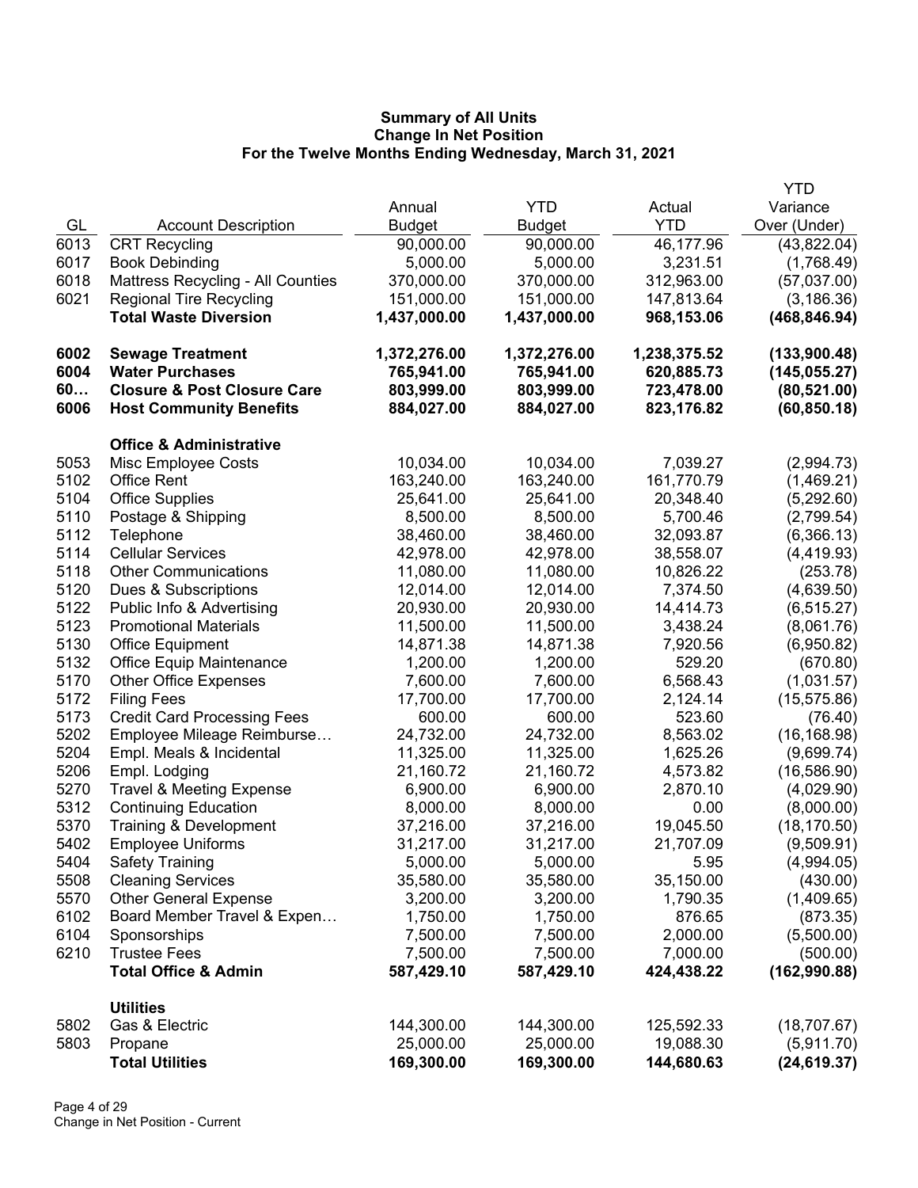# Summary of All Units
## Change In Net Position
### For the Twelve Months Ending Wednesday, March 31, 2021

| GL | Account Description | Annual Budget | YTD Budget | Actual YTD | YTD Variance Over (Under) |
|---|---|---|---|---|---|
| 6013 | CRT Recycling | 90,000.00 | 90,000.00 | 46,177.96 | (43,822.04) |
| 6017 | Book Debinding | 5,000.00 | 5,000.00 | 3,231.51 | (1,768.49) |
| 6018 | Mattress Recycling - All Counties | 370,000.00 | 370,000.00 | 312,963.00 | (57,037.00) |
| 6021 | Regional Tire Recycling | 151,000.00 | 151,000.00 | 147,813.64 | (3,186.36) |
| | **Total Waste Diversion** | **1,437,000.00** | **1,437,000.00** | **968,153.06** | **(468,846.94)** |
| | | | | | |
| **6002** | **Sewage Treatment** | **1,372,276.00** | **1,372,276.00** | **1,238,375.52** | **(133,900.48)** |
| **6004** | **Water Purchases** | **765,941.00** | **765,941.00** | **620,885.73** | **(145,055.27)** |
| **60…** | **Closure & Post Closure Care** | **803,999.00** | **803,999.00** | **723,478.00** | **(80,521.00)** |
| **6006** | **Host Community Benefits** | **884,027.00** | **884,027.00** | **823,176.82** | **(60,850.18)** |
| | | | | | |
| | **Office & Administrative** | | | | |
| 5053 | Misc Employee Costs | 10,034.00 | 10,034.00 | 7,039.27 | (2,994.73) |
| 5102 | Office Rent | 163,240.00 | 163,240.00 | 161,770.79 | (1,469.21) |
| 5104 | Office Supplies | 25,641.00 | 25,641.00 | 20,348.40 | (5,292.60) |
| 5110 | Postage & Shipping | 8,500.00 | 8,500.00 | 5,700.46 | (2,799.54) |
| 5112 | Telephone | 38,460.00 | 38,460.00 | 32,093.87 | (6,366.13) |
| 5114 | Cellular Services | 42,978.00 | 42,978.00 | 38,558.07 | (4,419.93) |
| 5118 | Other Communications | 11,080.00 | 11,080.00 | 10,826.22 | (253.78) |
| 5120 | Dues & Subscriptions | 12,014.00 | 12,014.00 | 7,374.50 | (4,639.50) |
| 5122 | Public Info & Advertising | 20,930.00 | 20,930.00 | 14,414.73 | (6,515.27) |
| 5123 | Promotional Materials | 11,500.00 | 11,500.00 | 3,438.24 | (8,061.76) |
| 5130 | Office Equipment | 14,871.38 | 14,871.38 | 7,920.56 | (6,950.82) |
| 5132 | Office Equip Maintenance | 1,200.00 | 1,200.00 | 529.20 | (670.80) |
| 5170 | Other Office Expenses | 7,600.00 | 7,600.00 | 6,568.43 | (1,031.57) |
| 5172 | Filing Fees | 17,700.00 | 17,700.00 | 2,124.14 | (15,575.86) |
| 5173 | Credit Card Processing Fees | 600.00 | 600.00 | 523.60 | (76.40) |
| 5202 | Employee Mileage Reimburse… | 24,732.00 | 24,732.00 | 8,563.02 | (16,168.98) |
| 5204 | Empl. Meals & Incidental | 11,325.00 | 11,325.00 | 1,625.26 | (9,699.74) |
| 5206 | Empl. Lodging | 21,160.72 | 21,160.72 | 4,573.82 | (16,586.90) |
| 5270 | Travel & Meeting Expense | 6,900.00 | 6,900.00 | 2,870.10 | (4,029.90) |
| 5312 | Continuing Education | 8,000.00 | 8,000.00 | 0.00 | (8,000.00) |
| 5370 | Training & Development | 37,216.00 | 37,216.00 | 19,045.50 | (18,170.50) |
| 5402 | Employee Uniforms | 31,217.00 | 31,217.00 | 21,707.09 | (9,509.91) |
| 5404 | Safety Training | 5,000.00 | 5,000.00 | 5.95 | (4,994.05) |
| 5508 | Cleaning Services | 35,580.00 | 35,580.00 | 35,150.00 | (430.00) |
| 5570 | Other General Expense | 3,200.00 | 3,200.00 | 1,790.35 | (1,409.65) |
| 6102 | Board Member Travel & Expen… | 1,750.00 | 1,750.00 | 876.65 | (873.35) |
| 6104 | Sponsorships | 7,500.00 | 7,500.00 | 2,000.00 | (5,500.00) |
| 6210 | Trustee Fees | 7,500.00 | 7,500.00 | 7,000.00 | (500.00) |
| | **Total Office & Admin** | **587,429.10** | **587,429.10** | **424,438.22** | **(162,990.88)** |
| | | | | | |
| | **Utilities** | | | | |
| 5802 | Gas & Electric | 144,300.00 | 144,300.00 | 125,592.33 | (18,707.67) |
| 5803 | Propane | 25,000.00 | 25,000.00 | 19,088.30 | (5,911.70) |
| | **Total Utilities** | **169,300.00** | **169,300.00** | **144,680.63** | **(24,619.37)** |

Change in Net Position - Current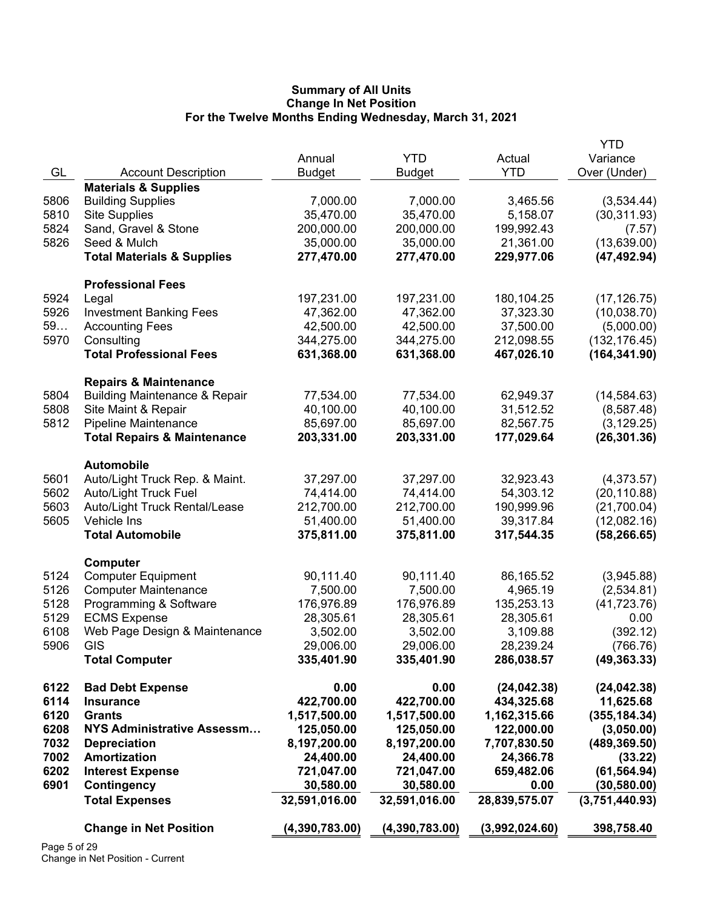**Summary of All Units**
**Change In Net Position**
**For the Twelve Months Ending Wednesday, March 31, 2021**

| GL | Account Description | Annual Budget | YTD Budget | Actual YTD | YTD Variance Over (Under) |
|---|---|---|---|---|---|
| | **Materials & Supplies** | | | | |
| 5806 | Building Supplies | 7,000.00 | 7,000.00 | 3,465.56 | (3,534.44) |
| 5810 | Site Supplies | 35,470.00 | 35,470.00 | 5,158.07 | (30,311.93) |
| 5824 | Sand, Gravel & Stone | 200,000.00 | 200,000.00 | 199,992.43 | (7.57) |
| 5826 | Seed & Mulch | 35,000.00 | 35,000.00 | 21,361.00 | (13,639.00) |
| | **Total Materials & Supplies** | **277,470.00** | **277,470.00** | **229,977.06** | **(47,492.94)** |
| | **Professional Fees** | | | | |
| 5924 | Legal | 197,231.00 | 197,231.00 | 180,104.25 | (17,126.75) |
| 5926 | Investment Banking Fees | 47,362.00 | 47,362.00 | 37,323.30 | (10,038.70) |
| 59… | Accounting Fees | 42,500.00 | 42,500.00 | 37,500.00 | (5,000.00) |
| 5970 | Consulting | 344,275.00 | 344,275.00 | 212,098.55 | (132,176.45) |
| | **Total Professional Fees** | **631,368.00** | **631,368.00** | **467,026.10** | **(164,341.90)** |
| | **Repairs & Maintenance** | | | | |
| 5804 | Building Maintenance & Repair | 77,534.00 | 77,534.00 | 62,949.37 | (14,584.63) |
| 5808 | Site Maint & Repair | 40,100.00 | 40,100.00 | 31,512.52 | (8,587.48) |
| 5812 | Pipeline Maintenance | 85,697.00 | 85,697.00 | 82,567.75 | (3,129.25) |
| | **Total Repairs & Maintenance** | **203,331.00** | **203,331.00** | **177,029.64** | **(26,301.36)** |
| | **Automobile** | | | | |
| 5601 | Auto/Light Truck Rep. & Maint. | 37,297.00 | 37,297.00 | 32,923.43 | (4,373.57) |
| 5602 | Auto/Light Truck Fuel | 74,414.00 | 74,414.00 | 54,303.12 | (20,110.88) |
| 5603 | Auto/Light Truck Rental/Lease | 212,700.00 | 212,700.00 | 190,999.96 | (21,700.04) |
| 5605 | Vehicle Ins | 51,400.00 | 51,400.00 | 39,317.84 | (12,082.16) |
| | **Total Automobile** | **375,811.00** | **375,811.00** | **317,544.35** | **(58,266.65)** |
| | **Computer** | | | | |
| 5124 | Computer Equipment | 90,111.40 | 90,111.40 | 86,165.52 | (3,945.88) |
| 5126 | Computer Maintenance | 7,500.00 | 7,500.00 | 4,965.19 | (2,534.81) |
| 5128 | Programming & Software | 176,976.89 | 176,976.89 | 135,253.13 | (41,723.76) |
| 5129 | ECMS Expense | 28,305.61 | 28,305.61 | 28,305.61 | 0.00 |
| 6108 | Web Page Design & Maintenance | 3,502.00 | 3,502.00 | 3,109.88 | (392.12) |
| 5906 | GIS | 29,006.00 | 29,006.00 | 28,239.24 | (766.76) |
| | **Total Computer** | **335,401.90** | **335,401.90** | **286,038.57** | **(49,363.33)** |
| **6122** | **Bad Debt Expense** | **0.00** | **0.00** | **(24,042.38)** | **(24,042.38)** |
| **6114** | **Insurance** | **422,700.00** | **422,700.00** | **434,325.68** | **11,625.68** |
| **6120** | **Grants** | **1,517,500.00** | **1,517,500.00** | **1,162,315.66** | **(355,184.34)** |
| **6208** | **NYS Administrative Assessm…** | **125,050.00** | **125,050.00** | **122,000.00** | **(3,050.00)** |
| **7032** | **Depreciation** | **8,197,200.00** | **8,197,200.00** | **7,707,830.50** | **(489,369.50)** |
| **7002** | **Amortization** | **24,400.00** | **24,400.00** | **24,366.78** | **(33.22)** |
| **6202** | **Interest Expense** | **721,047.00** | **721,047.00** | **659,482.06** | **(61,564.94)** |
| **6901** | **Contingency** | **30,580.00** | **30,580.00** | **0.00** | **(30,580.00)** |
| | **Total Expenses** | **32,591,016.00** | **32,591,016.00** | **28,839,575.07** | **(3,751,440.93)** |
| | **Change in Net Position** | **(4,390,783.00)** | **(4,390,783.00)** | **(3,992,024.60)** | **398,758.40** |

Change in Net Position - Current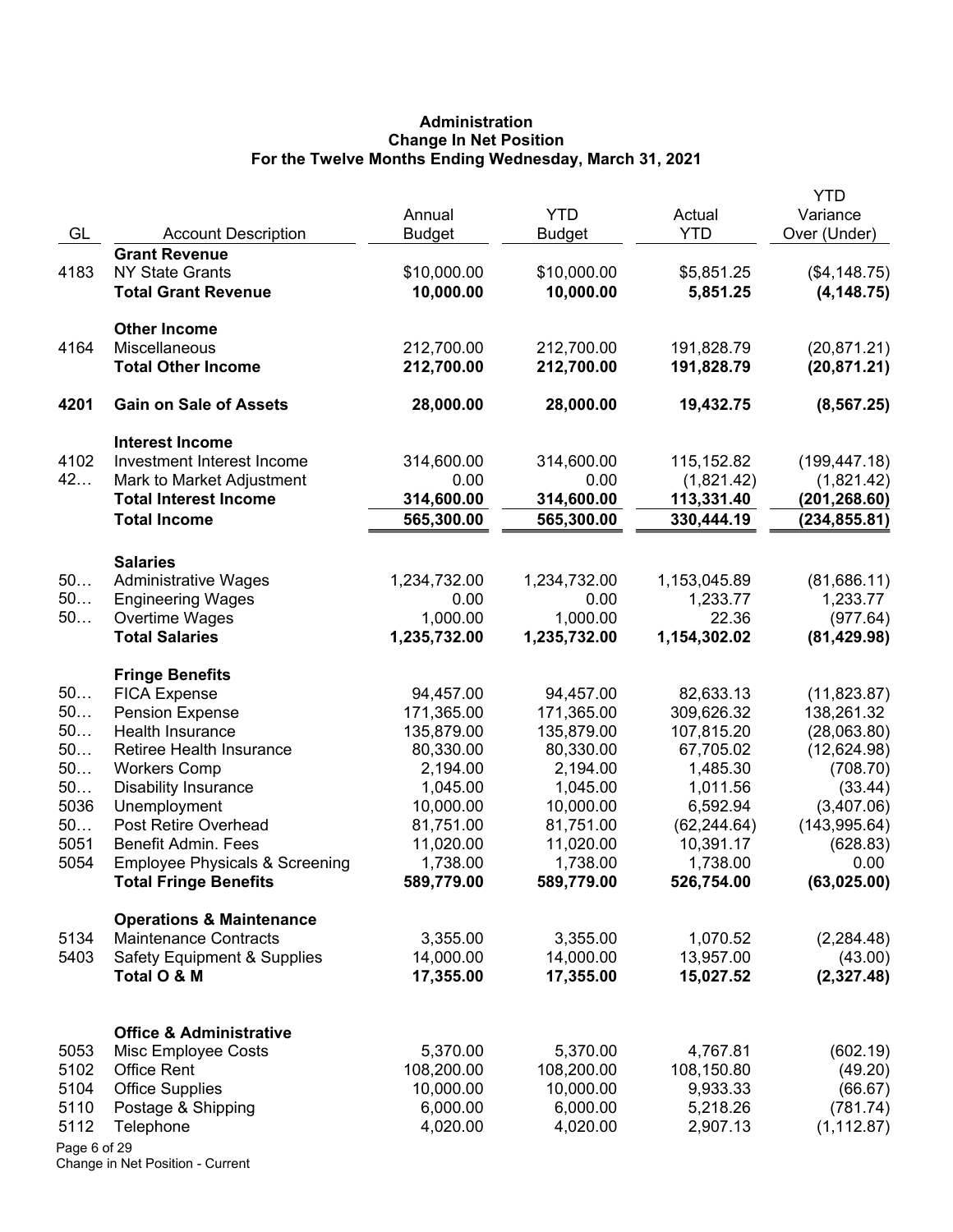**Administration**
**Change In Net Position**
**For the Twelve Months Ending Wednesday, March 31, 2021**

| GL | Account Description | Annual Budget | YTD Budget | Actual YTD | YTD Variance Over (Under) |
|---|---|---|---|---|---|
| | **Grant Revenue** | | | | |
| 4183 | NY State Grants | $10,000.00 | $10,000.00 | $5,851.25 | ($4,148.75) |
| | **Total Grant Revenue** | **10,000.00** | **10,000.00** | **5,851.25** | **(4,148.75)** |
| | **Other Income** | | | | |
| 4164 | Miscellaneous | 212,700.00 | 212,700.00 | 191,828.79 | (20,871.21) |
| | **Total Other Income** | **212,700.00** | **212,700.00** | **191,828.79** | **(20,871.21)** |
| **4201** | **Gain on Sale of Assets** | **28,000.00** | **28,000.00** | **19,432.75** | **(8,567.25)** |
| | **Interest Income** | | | | |
| 4102 | Investment Interest Income | 314,600.00 | 314,600.00 | 115,152.82 | (199,447.18) |
| 42… | Mark to Market Adjustment | 0.00 | 0.00 | (1,821.42) | (1,821.42) |
| | **Total Interest Income** | **314,600.00** | **314,600.00** | **113,331.40** | **(201,268.60)** |
| | **Total Income** | **565,300.00** | **565,300.00** | **330,444.19** | **(234,855.81)** |
| | **Salaries** | | | | |
| 50… | Administrative Wages | 1,234,732.00 | 1,234,732.00 | 1,153,045.89 | (81,686.11) |
| 50… | Engineering Wages | 0.00 | 0.00 | 1,233.77 | 1,233.77 |
| 50… | Overtime Wages | 1,000.00 | 1,000.00 | 22.36 | (977.64) |
| | **Total Salaries** | **1,235,732.00** | **1,235,732.00** | **1,154,302.02** | **(81,429.98)** |
| | **Fringe Benefits** | | | | |
| 50… | FICA Expense | 94,457.00 | 94,457.00 | 82,633.13 | (11,823.87) |
| 50… | Pension Expense | 171,365.00 | 171,365.00 | 309,626.32 | 138,261.32 |
| 50… | Health Insurance | 135,879.00 | 135,879.00 | 107,815.20 | (28,063.80) |
| 50… | Retiree Health Insurance | 80,330.00 | 80,330.00 | 67,705.02 | (12,624.98) |
| 50… | Workers Comp | 2,194.00 | 2,194.00 | 1,485.30 | (708.70) |
| 50… | Disability Insurance | 1,045.00 | 1,045.00 | 1,011.56 | (33.44) |
| 5036 | Unemployment | 10,000.00 | 10,000.00 | 6,592.94 | (3,407.06) |
| 50… | Post Retire Overhead | 81,751.00 | 81,751.00 | (62,244.64) | (143,995.64) |
| 5051 | Benefit Admin. Fees | 11,020.00 | 11,020.00 | 10,391.17 | (628.83) |
| 5054 | Employee Physicals & Screening | 1,738.00 | 1,738.00 | 1,738.00 | 0.00 |
| | **Total Fringe Benefits** | **589,779.00** | **589,779.00** | **526,754.00** | **(63,025.00)** |
| | **Operations & Maintenance** | | | | |
| 5134 | Maintenance Contracts | 3,355.00 | 3,355.00 | 1,070.52 | (2,284.48) |
| 5403 | Safety Equipment & Supplies | 14,000.00 | 14,000.00 | 13,957.00 | (43.00) |
| | **Total O & M** | **17,355.00** | **17,355.00** | **15,027.52** | **(2,327.48)** |
| | **Office & Administrative** | | | | |
| 5053 | Misc Employee Costs | 5,370.00 | 5,370.00 | 4,767.81 | (602.19) |
| 5102 | Office Rent | 108,200.00 | 108,200.00 | 108,150.80 | (49.20) |
| 5104 | Office Supplies | 10,000.00 | 10,000.00 | 9,933.33 | (66.67) |
| 5110 | Postage & Shipping | 6,000.00 | 6,000.00 | 5,218.26 | (781.74) |
| 5112 | Telephone | 4,020.00 | 4,020.00 | 2,907.13 | (1,112.87) |

Change in Net Position - Current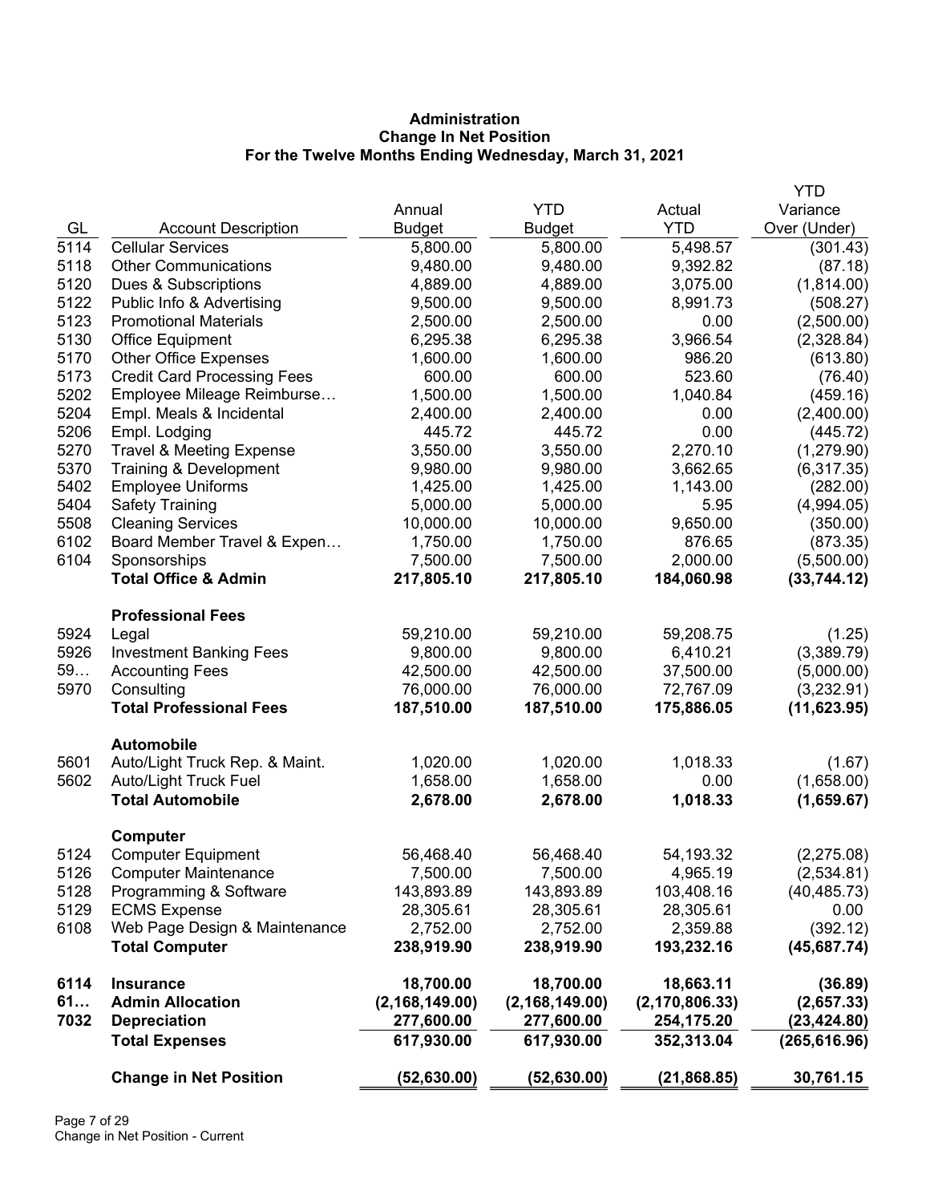**Administration**
**Change In Net Position**
**For the Twelve Months Ending Wednesday, March 31, 2021**

| GL | Account Description | Annual Budget | YTD Budget | Actual YTD | YTD Variance Over (Under) |
|---|---|---|---|---|---|
| 5114 | Cellular Services | 5,800.00 | 5,800.00 | 5,498.57 | (301.43) |
| 5118 | Other Communications | 9,480.00 | 9,480.00 | 9,392.82 | (87.18) |
| 5120 | Dues & Subscriptions | 4,889.00 | 4,889.00 | 3,075.00 | (1,814.00) |
| 5122 | Public Info & Advertising | 9,500.00 | 9,500.00 | 8,991.73 | (508.27) |
| 5123 | Promotional Materials | 2,500.00 | 2,500.00 | 0.00 | (2,500.00) |
| 5130 | Office Equipment | 6,295.38 | 6,295.38 | 3,966.54 | (2,328.84) |
| 5170 | Other Office Expenses | 1,600.00 | 1,600.00 | 986.20 | (613.80) |
| 5173 | Credit Card Processing Fees | 600.00 | 600.00 | 523.60 | (76.40) |
| 5202 | Employee Mileage Reimburse… | 1,500.00 | 1,500.00 | 1,040.84 | (459.16) |
| 5204 | Empl. Meals & Incidental | 2,400.00 | 2,400.00 | 0.00 | (2,400.00) |
| 5206 | Empl. Lodging | 445.72 | 445.72 | 0.00 | (445.72) |
| 5270 | Travel & Meeting Expense | 3,550.00 | 3,550.00 | 2,270.10 | (1,279.90) |
| 5370 | Training & Development | 9,980.00 | 9,980.00 | 3,662.65 | (6,317.35) |
| 5402 | Employee Uniforms | 1,425.00 | 1,425.00 | 1,143.00 | (282.00) |
| 5404 | Safety Training | 5,000.00 | 5,000.00 | 5.95 | (4,994.05) |
| 5508 | Cleaning Services | 10,000.00 | 10,000.00 | 9,650.00 | (350.00) |
| 6102 | Board Member Travel & Expen… | 1,750.00 | 1,750.00 | 876.65 | (873.35) |
| 6104 | Sponsorships | 7,500.00 | 7,500.00 | 2,000.00 | (5,500.00) |
| | **Total Office & Admin** | **217,805.10** | **217,805.10** | **184,060.98** | **(33,744.12)** |
| | **Professional Fees** | | | | |
| 5924 | Legal | 59,210.00 | 59,210.00 | 59,208.75 | (1.25) |
| 5926 | Investment Banking Fees | 9,800.00 | 9,800.00 | 6,410.21 | (3,389.79) |
| 59… | Accounting Fees | 42,500.00 | 42,500.00 | 37,500.00 | (5,000.00) |
| 5970 | Consulting | 76,000.00 | 76,000.00 | 72,767.09 | (3,232.91) |
| | **Total Professional Fees** | **187,510.00** | **187,510.00** | **175,886.05** | **(11,623.95)** |
| | **Automobile** | | | | |
| 5601 | Auto/Light Truck Rep. & Maint. | 1,020.00 | 1,020.00 | 1,018.33 | (1.67) |
| 5602 | Auto/Light Truck Fuel | 1,658.00 | 1,658.00 | 0.00 | (1,658.00) |
| | **Total Automobile** | **2,678.00** | **2,678.00** | **1,018.33** | **(1,659.67)** |
| | **Computer** | | | | |
| 5124 | Computer Equipment | 56,468.40 | 56,468.40 | 54,193.32 | (2,275.08) |
| 5126 | Computer Maintenance | 7,500.00 | 7,500.00 | 4,965.19 | (2,534.81) |
| 5128 | Programming & Software | 143,893.89 | 143,893.89 | 103,408.16 | (40,485.73) |
| 5129 | ECMS Expense | 28,305.61 | 28,305.61 | 28,305.61 | 0.00 |
| 6108 | Web Page Design & Maintenance | 2,752.00 | 2,752.00 | 2,359.88 | (392.12) |
| | **Total Computer** | **238,919.90** | **238,919.90** | **193,232.16** | **(45,687.74)** |
| **6114** | **Insurance** | **18,700.00** | **18,700.00** | **18,663.11** | **(36.89)** |
| **61…** | **Admin Allocation** | **(2,168,149.00)** | **(2,168,149.00)** | **(2,170,806.33)** | **(2,657.33)** |
| **7032** | **Depreciation** | **277,600.00** | **277,600.00** | **254,175.20** | **(23,424.80)** |
| | **Total Expenses** | **617,930.00** | **617,930.00** | **352,313.04** | **(265,616.96)** |
| | **Change in Net Position** | **(52,630.00)** | **(52,630.00)** | **(21,868.85)** | **30,761.15** |

Change in Net Position - Current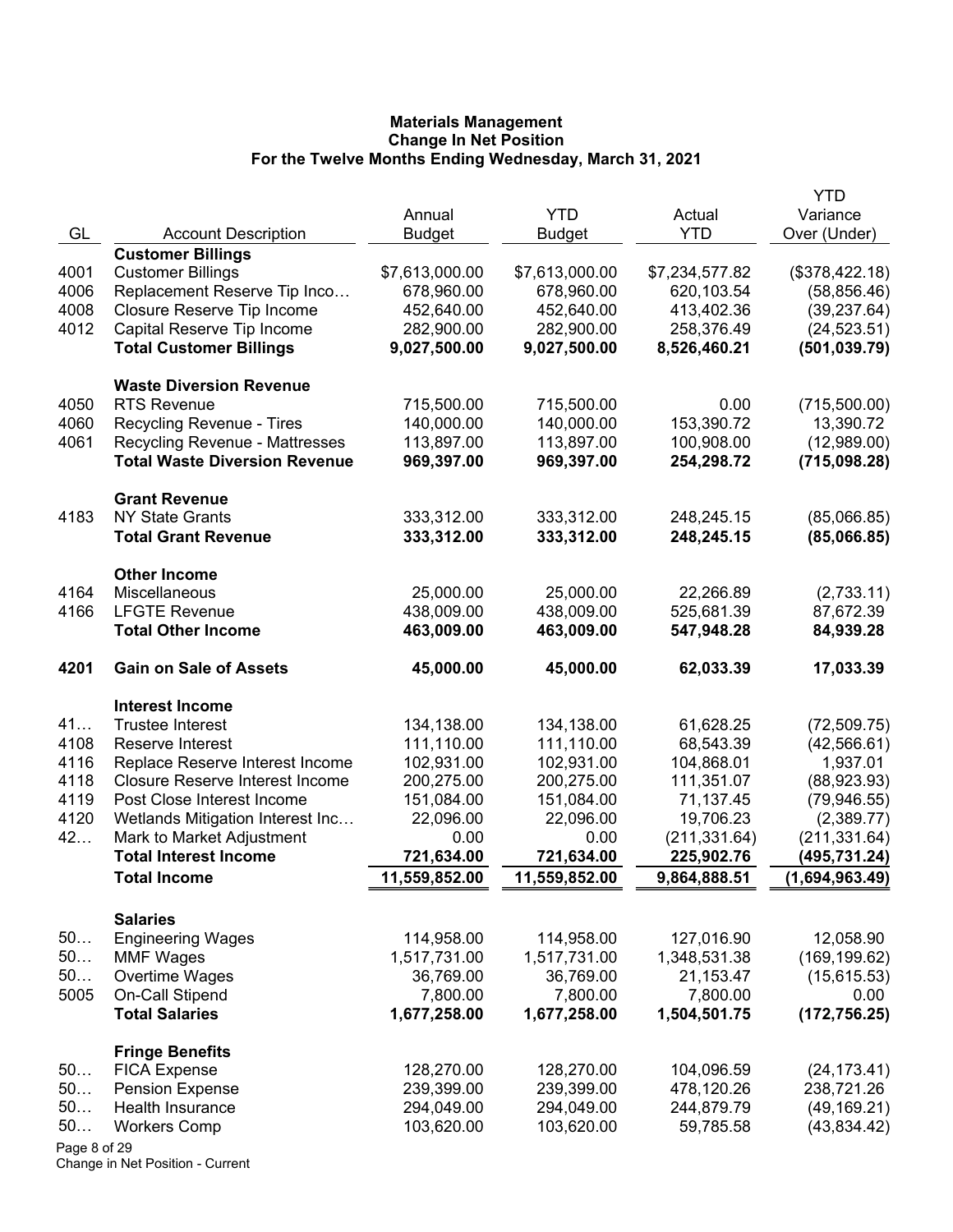**Materials Management**
**Change In Net Position**
**For the Twelve Months Ending Wednesday, March 31, 2021**

| GL | Account Description | Annual Budget | YTD Budget | Actual YTD | YTD Variance Over (Under) |
|---|---|---|---|---|---|
| | **Customer Billings** | | | | |
| 4001 | Customer Billings | $7,613,000.00 | $7,613,000.00 | $7,234,577.82 | ($378,422.18) |
| 4006 | Replacement Reserve Tip Inco… | 678,960.00 | 678,960.00 | 620,103.54 | (58,856.46) |
| 4008 | Closure Reserve Tip Income | 452,640.00 | 452,640.00 | 413,402.36 | (39,237.64) |
| 4012 | Capital Reserve Tip Income | 282,900.00 | 282,900.00 | 258,376.49 | (24,523.51) |
| | **Total Customer Billings** | **9,027,500.00** | **9,027,500.00** | **8,526,460.21** | **(501,039.79)** |
| | **Waste Diversion Revenue** | | | | |
| 4050 | RTS Revenue | 715,500.00 | 715,500.00 | 0.00 | (715,500.00) |
| 4060 | Recycling Revenue - Tires | 140,000.00 | 140,000.00 | 153,390.72 | 13,390.72 |
| 4061 | Recycling Revenue - Mattresses | 113,897.00 | 113,897.00 | 100,908.00 | (12,989.00) |
| | **Total Waste Diversion Revenue** | **969,397.00** | **969,397.00** | **254,298.72** | **(715,098.28)** |
| | **Grant Revenue** | | | | |
| 4183 | NY State Grants | 333,312.00 | 333,312.00 | 248,245.15 | (85,066.85) |
| | **Total Grant Revenue** | **333,312.00** | **333,312.00** | **248,245.15** | **(85,066.85)** |
| | **Other Income** | | | | |
| 4164 | Miscellaneous | 25,000.00 | 25,000.00 | 22,266.89 | (2,733.11) |
| 4166 | LFGTE Revenue | 438,009.00 | 438,009.00 | 525,681.39 | 87,672.39 |
| | **Total Other Income** | **463,009.00** | **463,009.00** | **547,948.28** | **84,939.28** |
| **4201** | **Gain on Sale of Assets** | **45,000.00** | **45,000.00** | **62,033.39** | **17,033.39** |
| | **Interest Income** | | | | |
| 41… | Trustee Interest | 134,138.00 | 134,138.00 | 61,628.25 | (72,509.75) |
| 4108 | Reserve Interest | 111,110.00 | 111,110.00 | 68,543.39 | (42,566.61) |
| 4116 | Replace Reserve Interest Income | 102,931.00 | 102,931.00 | 104,868.01 | 1,937.01 |
| 4118 | Closure Reserve Interest Income | 200,275.00 | 200,275.00 | 111,351.07 | (88,923.93) |
| 4119 | Post Close Interest Income | 151,084.00 | 151,084.00 | 71,137.45 | (79,946.55) |
| 4120 | Wetlands Mitigation Interest Inc… | 22,096.00 | 22,096.00 | 19,706.23 | (2,389.77) |
| 42… | Mark to Market Adjustment | 0.00 | 0.00 | (211,331.64) | (211,331.64) |
| | **Total Interest Income** | **721,634.00** | **721,634.00** | **225,902.76** | **(495,731.24)** |
| | **Total Income** | **11,559,852.00** | **11,559,852.00** | **9,864,888.51** | **(1,694,963.49)** |
| | **Salaries** | | | | |
| 50… | Engineering Wages | 114,958.00 | 114,958.00 | 127,016.90 | 12,058.90 |
| 50… | MMF Wages | 1,517,731.00 | 1,517,731.00 | 1,348,531.38 | (169,199.62) |
| 50… | Overtime Wages | 36,769.00 | 36,769.00 | 21,153.47 | (15,615.53) |
| 5005 | On-Call Stipend | 7,800.00 | 7,800.00 | 7,800.00 | 0.00 |
| | **Total Salaries** | **1,677,258.00** | **1,677,258.00** | **1,504,501.75** | **(172,756.25)** |
| | **Fringe Benefits** | | | | |
| 50… | FICA Expense | 128,270.00 | 128,270.00 | 104,096.59 | (24,173.41) |
| 50… | Pension Expense | 239,399.00 | 239,399.00 | 478,120.26 | 238,721.26 |
| 50… | Health Insurance | 294,049.00 | 294,049.00 | 244,879.79 | (49,169.21) |
| 50… | Workers Comp | 103,620.00 | 103,620.00 | 59,785.58 | (43,834.42) |

Change in Net Position - Current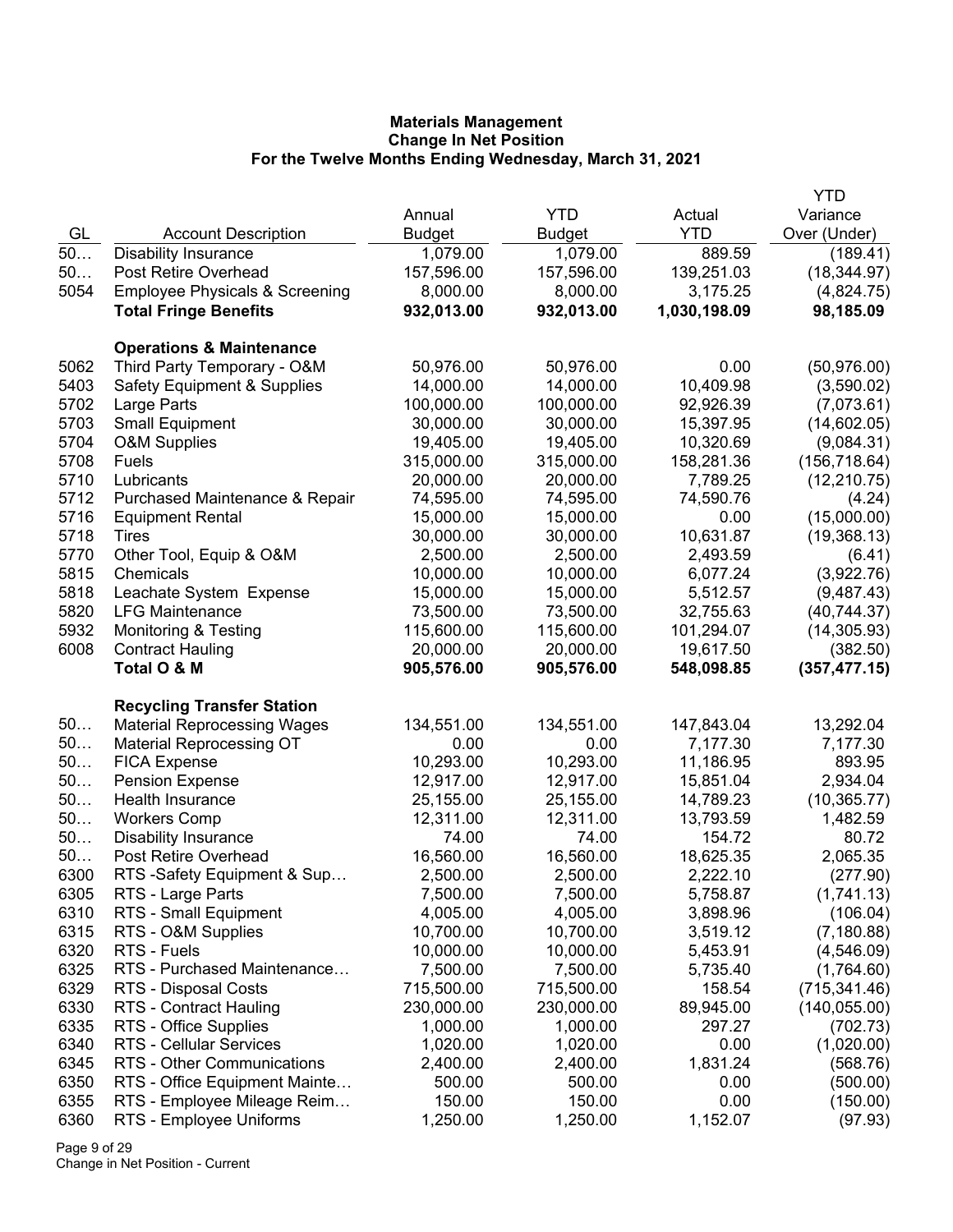**Materials Management**
**Change In Net Position**
**For the Twelve Months Ending Wednesday, March 31, 2021**

| GL | Account Description | Annual Budget | YTD Budget | Actual YTD | YTD Variance Over (Under) |
|---|---|---|---|---|---|
| 50… | Disability Insurance | 1,079.00 | 1,079.00 | 889.59 | (189.41) |
| 50… | Post Retire Overhead | 157,596.00 | 157,596.00 | 139,251.03 | (18,344.97) |
| 5054 | Employee Physicals & Screening | 8,000.00 | 8,000.00 | 3,175.25 | (4,824.75) |
| | **Total Fringe Benefits** | **932,013.00** | **932,013.00** | **1,030,198.09** | **98,185.09** |
| | **Operations & Maintenance** | | | | |
| 5062 | Third Party Temporary - O&M | 50,976.00 | 50,976.00 | 0.00 | (50,976.00) |
| 5403 | Safety Equipment & Supplies | 14,000.00 | 14,000.00 | 10,409.98 | (3,590.02) |
| 5702 | Large Parts | 100,000.00 | 100,000.00 | 92,926.39 | (7,073.61) |
| 5703 | Small Equipment | 30,000.00 | 30,000.00 | 15,397.95 | (14,602.05) |
| 5704 | O&M Supplies | 19,405.00 | 19,405.00 | 10,320.69 | (9,084.31) |
| 5708 | Fuels | 315,000.00 | 315,000.00 | 158,281.36 | (156,718.64) |
| 5710 | Lubricants | 20,000.00 | 20,000.00 | 7,789.25 | (12,210.75) |
| 5712 | Purchased Maintenance & Repair | 74,595.00 | 74,595.00 | 74,590.76 | (4.24) |
| 5716 | Equipment Rental | 15,000.00 | 15,000.00 | 0.00 | (15,000.00) |
| 5718 | Tires | 30,000.00 | 30,000.00 | 10,631.87 | (19,368.13) |
| 5770 | Other Tool, Equip & O&M | 2,500.00 | 2,500.00 | 2,493.59 | (6.41) |
| 5815 | Chemicals | 10,000.00 | 10,000.00 | 6,077.24 | (3,922.76) |
| 5818 | Leachate System Expense | 15,000.00 | 15,000.00 | 5,512.57 | (9,487.43) |
| 5820 | LFG Maintenance | 73,500.00 | 73,500.00 | 32,755.63 | (40,744.37) |
| 5932 | Monitoring & Testing | 115,600.00 | 115,600.00 | 101,294.07 | (14,305.93) |
| 6008 | Contract Hauling | 20,000.00 | 20,000.00 | 19,617.50 | (382.50) |
| | **Total O & M** | **905,576.00** | **905,576.00** | **548,098.85** | **(357,477.15)** |
| | **Recycling Transfer Station** | | | | |
| 50… | Material Reprocessing Wages | 134,551.00 | 134,551.00 | 147,843.04 | 13,292.04 |
| 50… | Material Reprocessing OT | 0.00 | 0.00 | 7,177.30 | 7,177.30 |
| 50… | FICA Expense | 10,293.00 | 10,293.00 | 11,186.95 | 893.95 |
| 50… | Pension Expense | 12,917.00 | 12,917.00 | 15,851.04 | 2,934.04 |
| 50… | Health Insurance | 25,155.00 | 25,155.00 | 14,789.23 | (10,365.77) |
| 50… | Workers Comp | 12,311.00 | 12,311.00 | 13,793.59 | 1,482.59 |
| 50… | Disability Insurance | 74.00 | 74.00 | 154.72 | 80.72 |
| 50… | Post Retire Overhead | 16,560.00 | 16,560.00 | 18,625.35 | 2,065.35 |
| 6300 | RTS -Safety Equipment & Sup… | 2,500.00 | 2,500.00 | 2,222.10 | (277.90) |
| 6305 | RTS - Large Parts | 7,500.00 | 7,500.00 | 5,758.87 | (1,741.13) |
| 6310 | RTS - Small Equipment | 4,005.00 | 4,005.00 | 3,898.96 | (106.04) |
| 6315 | RTS - O&M Supplies | 10,700.00 | 10,700.00 | 3,519.12 | (7,180.88) |
| 6320 | RTS - Fuels | 10,000.00 | 10,000.00 | 5,453.91 | (4,546.09) |
| 6325 | RTS - Purchased Maintenance… | 7,500.00 | 7,500.00 | 5,735.40 | (1,764.60) |
| 6329 | RTS - Disposal Costs | 715,500.00 | 715,500.00 | 158.54 | (715,341.46) |
| 6330 | RTS - Contract Hauling | 230,000.00 | 230,000.00 | 89,945.00 | (140,055.00) |
| 6335 | RTS - Office Supplies | 1,000.00 | 1,000.00 | 297.27 | (702.73) |
| 6340 | RTS - Cellular Services | 1,020.00 | 1,020.00 | 0.00 | (1,020.00) |
| 6345 | RTS - Other Communications | 2,400.00 | 2,400.00 | 1,831.24 | (568.76) |
| 6350 | RTS - Office Equipment Mainte… | 500.00 | 500.00 | 0.00 | (500.00) |
| 6355 | RTS - Employee Mileage Reim… | 150.00 | 150.00 | 0.00 | (150.00) |
| 6360 | RTS - Employee Uniforms | 1,250.00 | 1,250.00 | 1,152.07 | (97.93) |

Change in Net Position - Current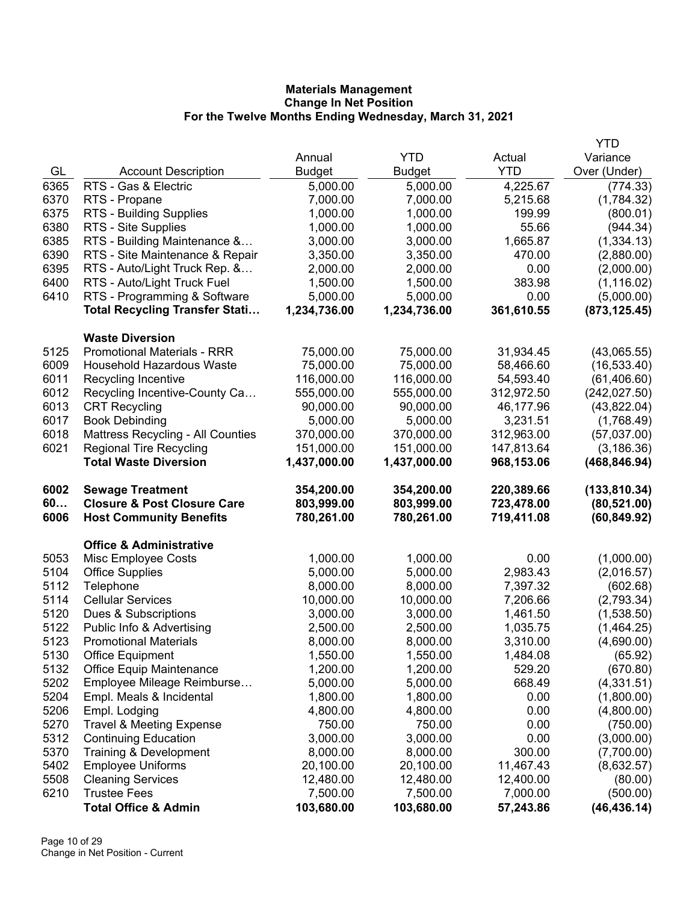**Materials Management**
**Change In Net Position**
**For the Twelve Months Ending Wednesday, March 31, 2021**

| GL | Account Description | Annual Budget | YTD Budget | Actual YTD | YTD Variance Over (Under) |
|---|---|---|---|---|---|
| 6365 | RTS - Gas & Electric | 5,000.00 | 5,000.00 | 4,225.67 | (774.33) |
| 6370 | RTS - Propane | 7,000.00 | 7,000.00 | 5,215.68 | (1,784.32) |
| 6375 | RTS - Building Supplies | 1,000.00 | 1,000.00 | 199.99 | (800.01) |
| 6380 | RTS - Site Supplies | 1,000.00 | 1,000.00 | 55.66 | (944.34) |
| 6385 | RTS - Building Maintenance &… | 3,000.00 | 3,000.00 | 1,665.87 | (1,334.13) |
| 6390 | RTS - Site Maintenance & Repair | 3,350.00 | 3,350.00 | 470.00 | (2,880.00) |
| 6395 | RTS - Auto/Light Truck Rep. &… | 2,000.00 | 2,000.00 | 0.00 | (2,000.00) |
| 6400 | RTS - Auto/Light Truck Fuel | 1,500.00 | 1,500.00 | 383.98 | (1,116.02) |
| 6410 | RTS - Programming & Software | 5,000.00 | 5,000.00 | 0.00 | (5,000.00) |
| | **Total Recycling Transfer Stati…** | **1,234,736.00** | **1,234,736.00** | **361,610.55** | **(873,125.45)** |
| | **Waste Diversion** | | | | |
| 5125 | Promotional Materials - RRR | 75,000.00 | 75,000.00 | 31,934.45 | (43,065.55) |
| 6009 | Household Hazardous Waste | 75,000.00 | 75,000.00 | 58,466.60 | (16,533.40) |
| 6011 | Recycling Incentive | 116,000.00 | 116,000.00 | 54,593.40 | (61,406.60) |
| 6012 | Recycling Incentive-County Ca… | 555,000.00 | 555,000.00 | 312,972.50 | (242,027.50) |
| 6013 | CRT Recycling | 90,000.00 | 90,000.00 | 46,177.96 | (43,822.04) |
| 6017 | Book Debinding | 5,000.00 | 5,000.00 | 3,231.51 | (1,768.49) |
| 6018 | Mattress Recycling - All Counties | 370,000.00 | 370,000.00 | 312,963.00 | (57,037.00) |
| 6021 | Regional Tire Recycling | 151,000.00 | 151,000.00 | 147,813.64 | (3,186.36) |
| | **Total Waste Diversion** | **1,437,000.00** | **1,437,000.00** | **968,153.06** | **(468,846.94)** |
| **6002** | **Sewage Treatment** | **354,200.00** | **354,200.00** | **220,389.66** | **(133,810.34)** |
| **60…** | **Closure & Post Closure Care** | **803,999.00** | **803,999.00** | **723,478.00** | **(80,521.00)** |
| **6006** | **Host Community Benefits** | **780,261.00** | **780,261.00** | **719,411.08** | **(60,849.92)** |
| | **Office & Administrative** | | | | |
| 5053 | Misc Employee Costs | 1,000.00 | 1,000.00 | 0.00 | (1,000.00) |
| 5104 | Office Supplies | 5,000.00 | 5,000.00 | 2,983.43 | (2,016.57) |
| 5112 | Telephone | 8,000.00 | 8,000.00 | 7,397.32 | (602.68) |
| 5114 | Cellular Services | 10,000.00 | 10,000.00 | 7,206.66 | (2,793.34) |
| 5120 | Dues & Subscriptions | 3,000.00 | 3,000.00 | 1,461.50 | (1,538.50) |
| 5122 | Public Info & Advertising | 2,500.00 | 2,500.00 | 1,035.75 | (1,464.25) |
| 5123 | Promotional Materials | 8,000.00 | 8,000.00 | 3,310.00 | (4,690.00) |
| 5130 | Office Equipment | 1,550.00 | 1,550.00 | 1,484.08 | (65.92) |
| 5132 | Office Equip Maintenance | 1,200.00 | 1,200.00 | 529.20 | (670.80) |
| 5202 | Employee Mileage Reimburse… | 5,000.00 | 5,000.00 | 668.49 | (4,331.51) |
| 5204 | Empl. Meals & Incidental | 1,800.00 | 1,800.00 | 0.00 | (1,800.00) |
| 5206 | Empl. Lodging | 4,800.00 | 4,800.00 | 0.00 | (4,800.00) |
| 5270 | Travel & Meeting Expense | 750.00 | 750.00 | 0.00 | (750.00) |
| 5312 | Continuing Education | 3,000.00 | 3,000.00 | 0.00 | (3,000.00) |
| 5370 | Training & Development | 8,000.00 | 8,000.00 | 300.00 | (7,700.00) |
| 5402 | Employee Uniforms | 20,100.00 | 20,100.00 | 11,467.43 | (8,632.57) |
| 5508 | Cleaning Services | 12,480.00 | 12,480.00 | 12,400.00 | (80.00) |
| 6210 | Trustee Fees | 7,500.00 | 7,500.00 | 7,000.00 | (500.00) |
| | **Total Office & Admin** | **103,680.00** | **103,680.00** | **57,243.86** | **(46,436.14)** |

Change in Net Position - Current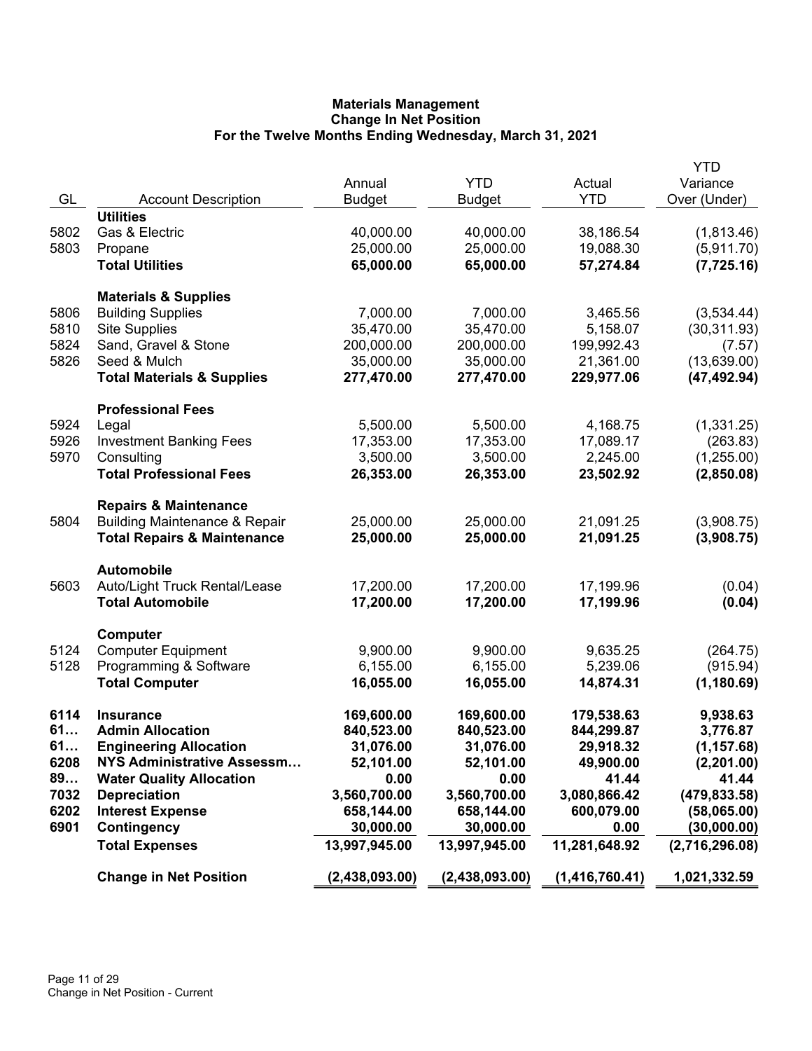# Materials Management
## Change In Net Position
### For the Twelve Months Ending Wednesday, March 31, 2021

| GL | Account Description | Annual Budget | YTD Budget | Actual YTD | YTD Variance Over (Under) |
|---|---|---|---|---|---|
| | **Utilities** | | | | |
| 5802 | Gas & Electric | 40,000.00 | 40,000.00 | 38,186.54 | (1,813.46) |
| 5803 | Propane | 25,000.00 | 25,000.00 | 19,088.30 | (5,911.70) |
| | **Total Utilities** | **65,000.00** | **65,000.00** | **57,274.84** | **(7,725.16)** |
| | **Materials & Supplies** | | | | |
| 5806 | Building Supplies | 7,000.00 | 7,000.00 | 3,465.56 | (3,534.44) |
| 5810 | Site Supplies | 35,470.00 | 35,470.00 | 5,158.07 | (30,311.93) |
| 5824 | Sand, Gravel & Stone | 200,000.00 | 200,000.00 | 199,992.43 | (7.57) |
| 5826 | Seed & Mulch | 35,000.00 | 35,000.00 | 21,361.00 | (13,639.00) |
| | **Total Materials & Supplies** | **277,470.00** | **277,470.00** | **229,977.06** | **(47,492.94)** |
| | **Professional Fees** | | | | |
| 5924 | Legal | 5,500.00 | 5,500.00 | 4,168.75 | (1,331.25) |
| 5926 | Investment Banking Fees | 17,353.00 | 17,353.00 | 17,089.17 | (263.83) |
| 5970 | Consulting | 3,500.00 | 3,500.00 | 2,245.00 | (1,255.00) |
| | **Total Professional Fees** | **26,353.00** | **26,353.00** | **23,502.92** | **(2,850.08)** |
| | **Repairs & Maintenance** | | | | |
| 5804 | Building Maintenance & Repair | 25,000.00 | 25,000.00 | 21,091.25 | (3,908.75) |
| | **Total Repairs & Maintenance** | **25,000.00** | **25,000.00** | **21,091.25** | **(3,908.75)** |
| | **Automobile** | | | | |
| 5603 | Auto/Light Truck Rental/Lease | 17,200.00 | 17,200.00 | 17,199.96 | (0.04) |
| | **Total Automobile** | **17,200.00** | **17,200.00** | **17,199.96** | **(0.04)** |
| | **Computer** | | | | |
| 5124 | Computer Equipment | 9,900.00 | 9,900.00 | 9,635.25 | (264.75) |
| 5128 | Programming & Software | 6,155.00 | 6,155.00 | 5,239.06 | (915.94) |
| | **Total Computer** | **16,055.00** | **16,055.00** | **14,874.31** | **(1,180.69)** |
| **6114** | **Insurance** | **169,600.00** | **169,600.00** | **179,538.63** | **9,938.63** |
| **61…** | **Admin Allocation** | **840,523.00** | **840,523.00** | **844,299.87** | **3,776.87** |
| **61…** | **Engineering Allocation** | **31,076.00** | **31,076.00** | **29,918.32** | **(1,157.68)** |
| **6208** | **NYS Administrative Assessm…** | **52,101.00** | **52,101.00** | **49,900.00** | **(2,201.00)** |
| **89…** | **Water Quality Allocation** | **0.00** | **0.00** | **41.44** | **41.44** |
| **7032** | **Depreciation** | **3,560,700.00** | **3,560,700.00** | **3,080,866.42** | **(479,833.58)** |
| **6202** | **Interest Expense** | **658,144.00** | **658,144.00** | **600,079.00** | **(58,065.00)** |
| **6901** | **Contingency** | **30,000.00** | **30,000.00** | **0.00** | **(30,000.00)** |
| | **Total Expenses** | **13,997,945.00** | **13,997,945.00** | **11,281,648.92** | **(2,716,296.08)** |
| | **Change in Net Position** | **(2,438,093.00)** | **(2,438,093.00)** | **(1,416,760.41)** | **1,021,332.59** |

Change in Net Position - Current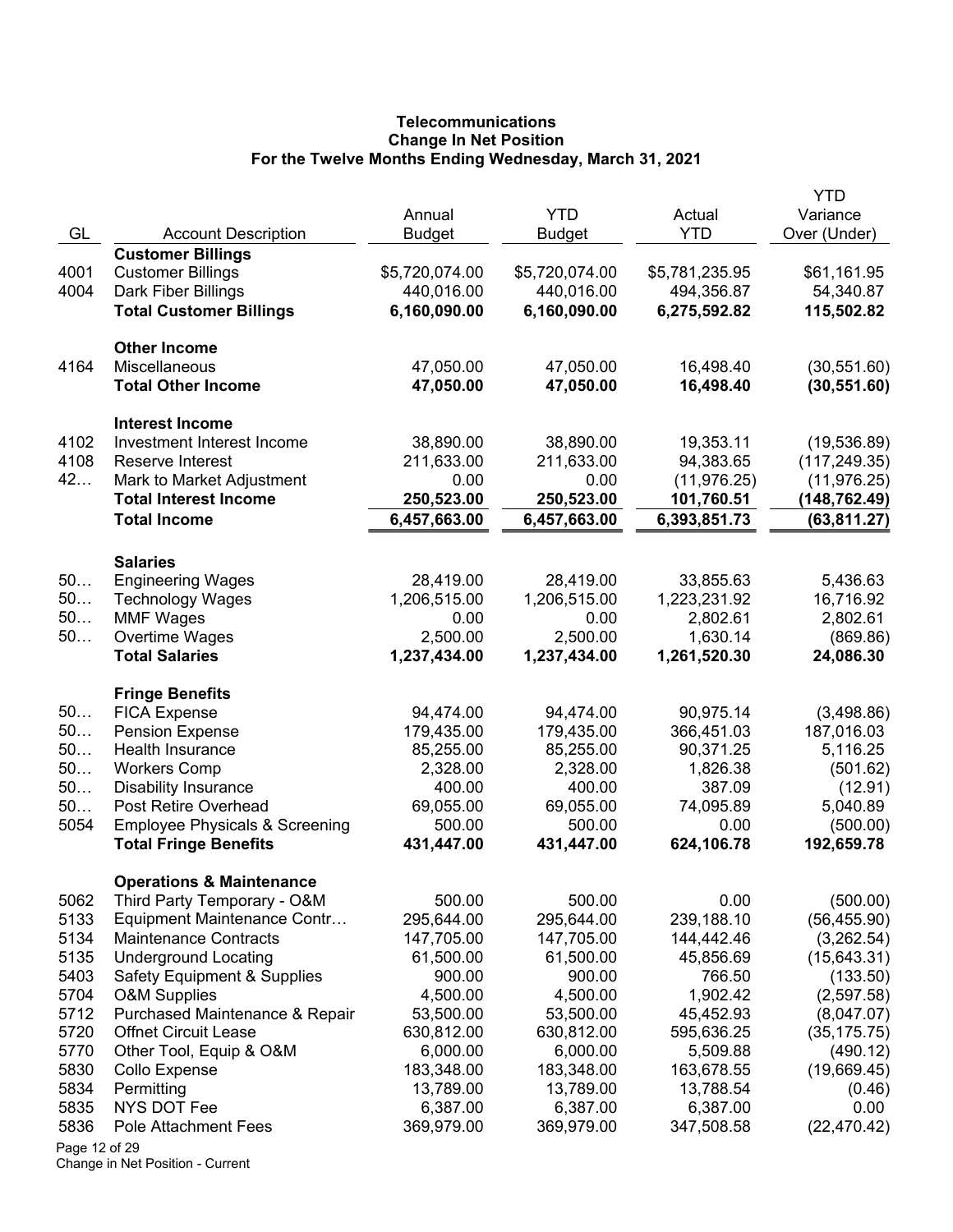**Telecommunications**
**Change In Net Position**
**For the Twelve Months Ending Wednesday, March 31, 2021**

| GL | Account Description | Annual Budget | YTD Budget | Actual YTD | YTD Variance Over (Under) |
|---|---|---|---|---|---|
| | **Customer Billings** | | | | |
| 4001 | Customer Billings | $5,720,074.00 | $5,720,074.00 | $5,781,235.95 | $61,161.95 |
| 4004 | Dark Fiber Billings | 440,016.00 | 440,016.00 | 494,356.87 | 54,340.87 |
| | **Total Customer Billings** | **6,160,090.00** | **6,160,090.00** | **6,275,592.82** | **115,502.82** |
| | **Other Income** | | | | |
| 4164 | Miscellaneous | 47,050.00 | 47,050.00 | 16,498.40 | (30,551.60) |
| | **Total Other Income** | **47,050.00** | **47,050.00** | **16,498.40** | **(30,551.60)** |
| | **Interest Income** | | | | |
| 4102 | Investment Interest Income | 38,890.00 | 38,890.00 | 19,353.11 | (19,536.89) |
| 4108 | Reserve Interest | 211,633.00 | 211,633.00 | 94,383.65 | (117,249.35) |
| 42… | Mark to Market Adjustment | 0.00 | 0.00 | (11,976.25) | (11,976.25) |
| | **Total Interest Income** | **250,523.00** | **250,523.00** | **101,760.51** | **(148,762.49)** |
| | **Total Income** | **6,457,663.00** | **6,457,663.00** | **6,393,851.73** | **(63,811.27)** |
| | **Salaries** | | | | |
| 50… | Engineering Wages | 28,419.00 | 28,419.00 | 33,855.63 | 5,436.63 |
| 50… | Technology Wages | 1,206,515.00 | 1,206,515.00 | 1,223,231.92 | 16,716.92 |
| 50… | MMF Wages | 0.00 | 0.00 | 2,802.61 | 2,802.61 |
| 50… | Overtime Wages | 2,500.00 | 2,500.00 | 1,630.14 | (869.86) |
| | **Total Salaries** | **1,237,434.00** | **1,237,434.00** | **1,261,520.30** | **24,086.30** |
| | **Fringe Benefits** | | | | |
| 50… | FICA Expense | 94,474.00 | 94,474.00 | 90,975.14 | (3,498.86) |
| 50… | Pension Expense | 179,435.00 | 179,435.00 | 366,451.03 | 187,016.03 |
| 50… | Health Insurance | 85,255.00 | 85,255.00 | 90,371.25 | 5,116.25 |
| 50… | Workers Comp | 2,328.00 | 2,328.00 | 1,826.38 | (501.62) |
| 50… | Disability Insurance | 400.00 | 400.00 | 387.09 | (12.91) |
| 50… | Post Retire Overhead | 69,055.00 | 69,055.00 | 74,095.89 | 5,040.89 |
| 5054 | Employee Physicals & Screening | 500.00 | 500.00 | 0.00 | (500.00) |
| | **Total Fringe Benefits** | **431,447.00** | **431,447.00** | **624,106.78** | **192,659.78** |
| | **Operations & Maintenance** | | | | |
| 5062 | Third Party Temporary - O&M | 500.00 | 500.00 | 0.00 | (500.00) |
| 5133 | Equipment Maintenance Contr… | 295,644.00 | 295,644.00 | 239,188.10 | (56,455.90) |
| 5134 | Maintenance Contracts | 147,705.00 | 147,705.00 | 144,442.46 | (3,262.54) |
| 5135 | Underground Locating | 61,500.00 | 61,500.00 | 45,856.69 | (15,643.31) |
| 5403 | Safety Equipment & Supplies | 900.00 | 900.00 | 766.50 | (133.50) |
| 5704 | O&M Supplies | 4,500.00 | 4,500.00 | 1,902.42 | (2,597.58) |
| 5712 | Purchased Maintenance & Repair | 53,500.00 | 53,500.00 | 45,452.93 | (8,047.07) |
| 5720 | Offnet Circuit Lease | 630,812.00 | 630,812.00 | 595,636.25 | (35,175.75) |
| 5770 | Other Tool, Equip & O&M | 6,000.00 | 6,000.00 | 5,509.88 | (490.12) |
| 5830 | Collo Expense | 183,348.00 | 183,348.00 | 163,678.55 | (19,669.45) |
| 5834 | Permitting | 13,789.00 | 13,789.00 | 13,788.54 | (0.46) |
| 5835 | NYS DOT Fee | 6,387.00 | 6,387.00 | 6,387.00 | 0.00 |
| 5836 | Pole Attachment Fees | 369,979.00 | 369,979.00 | 347,508.58 | (22,470.42) |

Change in Net Position - Current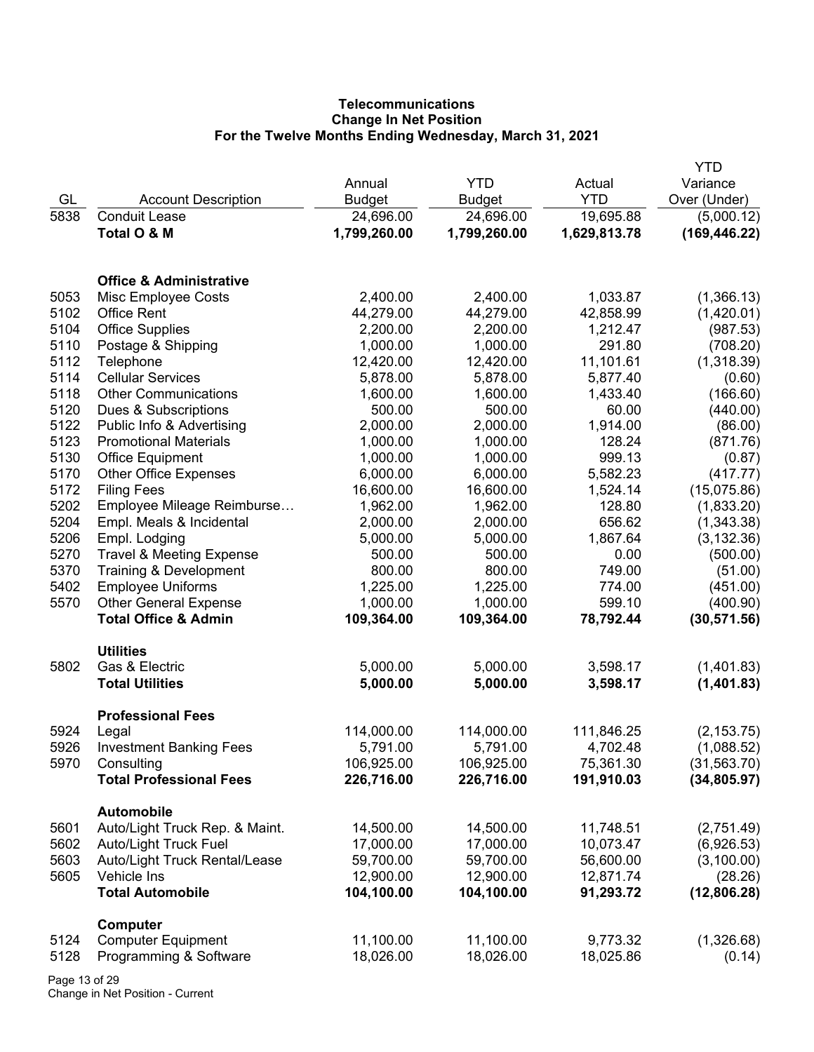**Telecommunications**
**Change In Net Position**
**For the Twelve Months Ending Wednesday, March 31, 2021**

| GL | Account Description | Annual Budget | YTD Budget | Actual YTD | YTD Variance Over (Under) |
|---|---|---|---|---|---|
| 5838 | Conduit Lease | 24,696.00 | 24,696.00 | 19,695.88 | (5,000.12) |
| | **Total O & M** | **1,799,260.00** | **1,799,260.00** | **1,629,813.78** | **(169,446.22)** |
| | | | | | |
| | **Office & Administrative** | | | | |
| 5053 | Misc Employee Costs | 2,400.00 | 2,400.00 | 1,033.87 | (1,366.13) |
| 5102 | Office Rent | 44,279.00 | 44,279.00 | 42,858.99 | (1,420.01) |
| 5104 | Office Supplies | 2,200.00 | 2,200.00 | 1,212.47 | (987.53) |
| 5110 | Postage & Shipping | 1,000.00 | 1,000.00 | 291.80 | (708.20) |
| 5112 | Telephone | 12,420.00 | 12,420.00 | 11,101.61 | (1,318.39) |
| 5114 | Cellular Services | 5,878.00 | 5,878.00 | 5,877.40 | (0.60) |
| 5118 | Other Communications | 1,600.00 | 1,600.00 | 1,433.40 | (166.60) |
| 5120 | Dues & Subscriptions | 500.00 | 500.00 | 60.00 | (440.00) |
| 5122 | Public Info & Advertising | 2,000.00 | 2,000.00 | 1,914.00 | (86.00) |
| 5123 | Promotional Materials | 1,000.00 | 1,000.00 | 128.24 | (871.76) |
| 5130 | Office Equipment | 1,000.00 | 1,000.00 | 999.13 | (0.87) |
| 5170 | Other Office Expenses | 6,000.00 | 6,000.00 | 5,582.23 | (417.77) |
| 5172 | Filing Fees | 16,600.00 | 16,600.00 | 1,524.14 | (15,075.86) |
| 5202 | Employee Mileage Reimburse… | 1,962.00 | 1,962.00 | 128.80 | (1,833.20) |
| 5204 | Empl. Meals & Incidental | 2,000.00 | 2,000.00 | 656.62 | (1,343.38) |
| 5206 | Empl. Lodging | 5,000.00 | 5,000.00 | 1,867.64 | (3,132.36) |
| 5270 | Travel & Meeting Expense | 500.00 | 500.00 | 0.00 | (500.00) |
| 5370 | Training & Development | 800.00 | 800.00 | 749.00 | (51.00) |
| 5402 | Employee Uniforms | 1,225.00 | 1,225.00 | 774.00 | (451.00) |
| 5570 | Other General Expense | 1,000.00 | 1,000.00 | 599.10 | (400.90) |
| | **Total Office & Admin** | **109,364.00** | **109,364.00** | **78,792.44** | **(30,571.56)** |
| | | | | | |
| | **Utilities** | | | | |
| 5802 | Gas & Electric | 5,000.00 | 5,000.00 | 3,598.17 | (1,401.83) |
| | **Total Utilities** | **5,000.00** | **5,000.00** | **3,598.17** | **(1,401.83)** |
| | | | | | |
| | **Professional Fees** | | | | |
| 5924 | Legal | 114,000.00 | 114,000.00 | 111,846.25 | (2,153.75) |
| 5926 | Investment Banking Fees | 5,791.00 | 5,791.00 | 4,702.48 | (1,088.52) |
| 5970 | Consulting | 106,925.00 | 106,925.00 | 75,361.30 | (31,563.70) |
| | **Total Professional Fees** | **226,716.00** | **226,716.00** | **191,910.03** | **(34,805.97)** |
| | | | | | |
| | **Automobile** | | | | |
| 5601 | Auto/Light Truck Rep. & Maint. | 14,500.00 | 14,500.00 | 11,748.51 | (2,751.49) |
| 5602 | Auto/Light Truck Fuel | 17,000.00 | 17,000.00 | 10,073.47 | (6,926.53) |
| 5603 | Auto/Light Truck Rental/Lease | 59,700.00 | 59,700.00 | 56,600.00 | (3,100.00) |
| 5605 | Vehicle Ins | 12,900.00 | 12,900.00 | 12,871.74 | (28.26) |
| | **Total Automobile** | **104,100.00** | **104,100.00** | **91,293.72** | **(12,806.28)** |
| | | | | | |
| | **Computer** | | | | |
| 5124 | Computer Equipment | 11,100.00 | 11,100.00 | 9,773.32 | (1,326.68) |
| 5128 | Programming & Software | 18,026.00 | 18,026.00 | 18,025.86 | (0.14) |

Change in Net Position - Current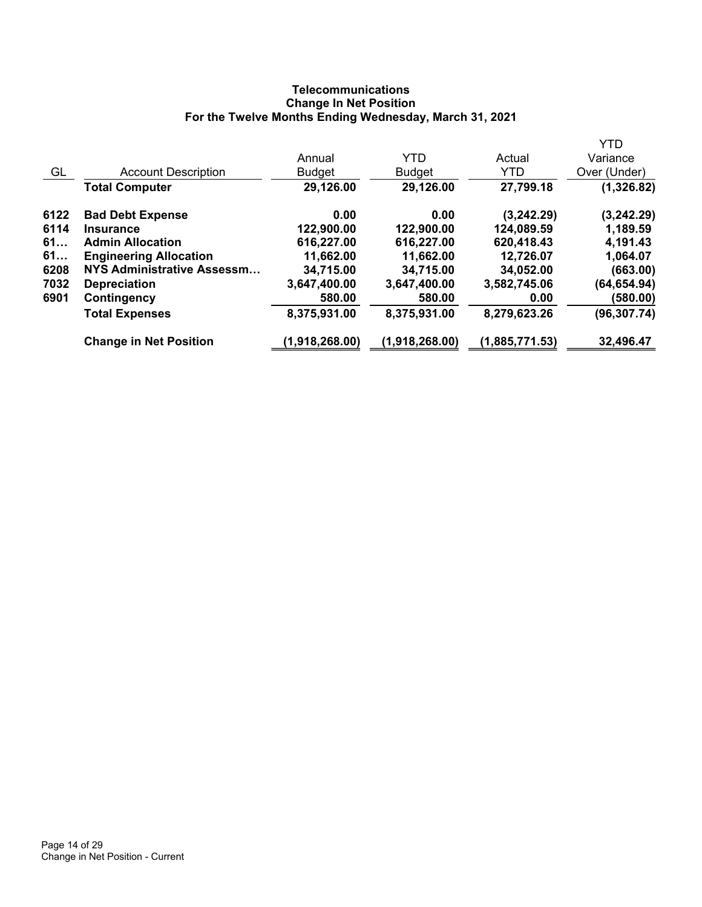**Telecommunications**
**Change In Net Position**
**For the Twelve Months Ending Wednesday, March 31, 2021**

| GL | Account Description | Annual Budget | YTD Budget | Actual YTD | YTD Variance Over (Under) |
|---|---|---|---|---|---|
| | **Total Computer** | **29,126.00** | **29,126.00** | **27,799.18** | **(1,326.82)** |
| 6122 | **Bad Debt Expense** | **0.00** | **0.00** | **(3,242.29)** | **(3,242.29)** |
| 6114 | **Insurance** | **122,900.00** | **122,900.00** | **124,089.59** | **1,189.59** |
| 61… | **Admin Allocation** | **616,227.00** | **616,227.00** | **620,418.43** | **4,191.43** |
| 61… | **Engineering Allocation** | **11,662.00** | **11,662.00** | **12,726.07** | **1,064.07** |
| 6208 | **NYS Administrative Assessm…** | **34,715.00** | **34,715.00** | **34,052.00** | **(663.00)** |
| 7032 | **Depreciation** | **3,647,400.00** | **3,647,400.00** | **3,582,745.06** | **(64,654.94)** |
| 6901 | **Contingency** | **580.00** | **580.00** | **0.00** | **(580.00)** |
| | **Total Expenses** | **8,375,931.00** | **8,375,931.00** | **8,279,623.26** | **(96,307.74)** |
| | **Change in Net Position** | **(1,918,268.00)** | **(1,918,268.00)** | **(1,885,771.53)** | **32,496.47** |

Change in Net Position - Current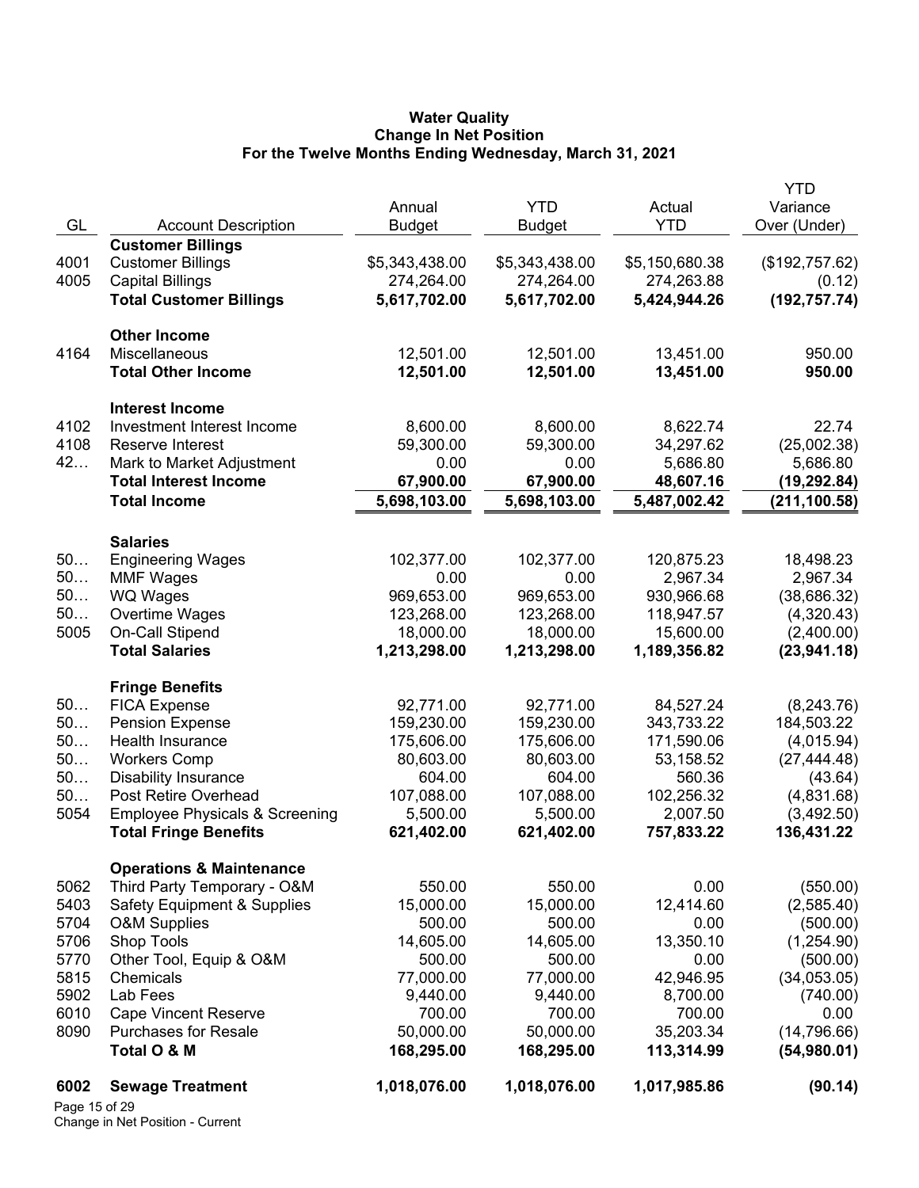**Water Quality**
**Change In Net Position**
**For the Twelve Months Ending Wednesday, March 31, 2021**

| GL | Account Description | Annual Budget | YTD Budget | Actual YTD | YTD Variance Over (Under) |
|---|---|---|---|---|---|
| | **Customer Billings** | | | | |
| 4001 | Customer Billings | $5,343,438.00 | $5,343,438.00 | $5,150,680.38 | ($192,757.62) |
| 4005 | Capital Billings | 274,264.00 | 274,264.00 | 274,263.88 | (0.12) |
| | **Total Customer Billings** | **5,617,702.00** | **5,617,702.00** | **5,424,944.26** | **(192,757.74)** |
| | **Other Income** | | | | |
| 4164 | Miscellaneous | 12,501.00 | 12,501.00 | 13,451.00 | 950.00 |
| | **Total Other Income** | **12,501.00** | **12,501.00** | **13,451.00** | **950.00** |
| | **Interest Income** | | | | |
| 4102 | Investment Interest Income | 8,600.00 | 8,600.00 | 8,622.74 | 22.74 |
| 4108 | Reserve Interest | 59,300.00 | 59,300.00 | 34,297.62 | (25,002.38) |
| 42… | Mark to Market Adjustment | 0.00 | 0.00 | 5,686.80 | 5,686.80 |
| | **Total Interest Income** | **67,900.00** | **67,900.00** | **48,607.16** | **(19,292.84)** |
| | **Total Income** | **5,698,103.00** | **5,698,103.00** | **5,487,002.42** | **(211,100.58)** |
| | **Salaries** | | | | |
| 50… | Engineering Wages | 102,377.00 | 102,377.00 | 120,875.23 | 18,498.23 |
| 50… | MMF Wages | 0.00 | 0.00 | 2,967.34 | 2,967.34 |
| 50… | WQ Wages | 969,653.00 | 969,653.00 | 930,966.68 | (38,686.32) |
| 50… | Overtime Wages | 123,268.00 | 123,268.00 | 118,947.57 | (4,320.43) |
| 5005 | On-Call Stipend | 18,000.00 | 18,000.00 | 15,600.00 | (2,400.00) |
| | **Total Salaries** | **1,213,298.00** | **1,213,298.00** | **1,189,356.82** | **(23,941.18)** |
| | **Fringe Benefits** | | | | |
| 50… | FICA Expense | 92,771.00 | 92,771.00 | 84,527.24 | (8,243.76) |
| 50… | Pension Expense | 159,230.00 | 159,230.00 | 343,733.22 | 184,503.22 |
| 50… | Health Insurance | 175,606.00 | 175,606.00 | 171,590.06 | (4,015.94) |
| 50… | Workers Comp | 80,603.00 | 80,603.00 | 53,158.52 | (27,444.48) |
| 50… | Disability Insurance | 604.00 | 604.00 | 560.36 | (43.64) |
| 50… | Post Retire Overhead | 107,088.00 | 107,088.00 | 102,256.32 | (4,831.68) |
| 5054 | Employee Physicals & Screening | 5,500.00 | 5,500.00 | 2,007.50 | (3,492.50) |
| | **Total Fringe Benefits** | **621,402.00** | **621,402.00** | **757,833.22** | **136,431.22** |
| | **Operations & Maintenance** | | | | |
| 5062 | Third Party Temporary - O&M | 550.00 | 550.00 | 0.00 | (550.00) |
| 5403 | Safety Equipment & Supplies | 15,000.00 | 15,000.00 | 12,414.60 | (2,585.40) |
| 5704 | O&M Supplies | 500.00 | 500.00 | 0.00 | (500.00) |
| 5706 | Shop Tools | 14,605.00 | 14,605.00 | 13,350.10 | (1,254.90) |
| 5770 | Other Tool, Equip & O&M | 500.00 | 500.00 | 0.00 | (500.00) |
| 5815 | Chemicals | 77,000.00 | 77,000.00 | 42,946.95 | (34,053.05) |
| 5902 | Lab Fees | 9,440.00 | 9,440.00 | 8,700.00 | (740.00) |
| 6010 | Cape Vincent Reserve | 700.00 | 700.00 | 700.00 | 0.00 |
| 8090 | Purchases for Resale | 50,000.00 | 50,000.00 | 35,203.34 | (14,796.66) |
| | **Total O & M** | **168,295.00** | **168,295.00** | **113,314.99** | **(54,980.01)** |
| **6002** | **Sewage Treatment** | **1,018,076.00** | **1,018,076.00** | **1,017,985.86** | **(90.14)** |

Change in Net Position - Current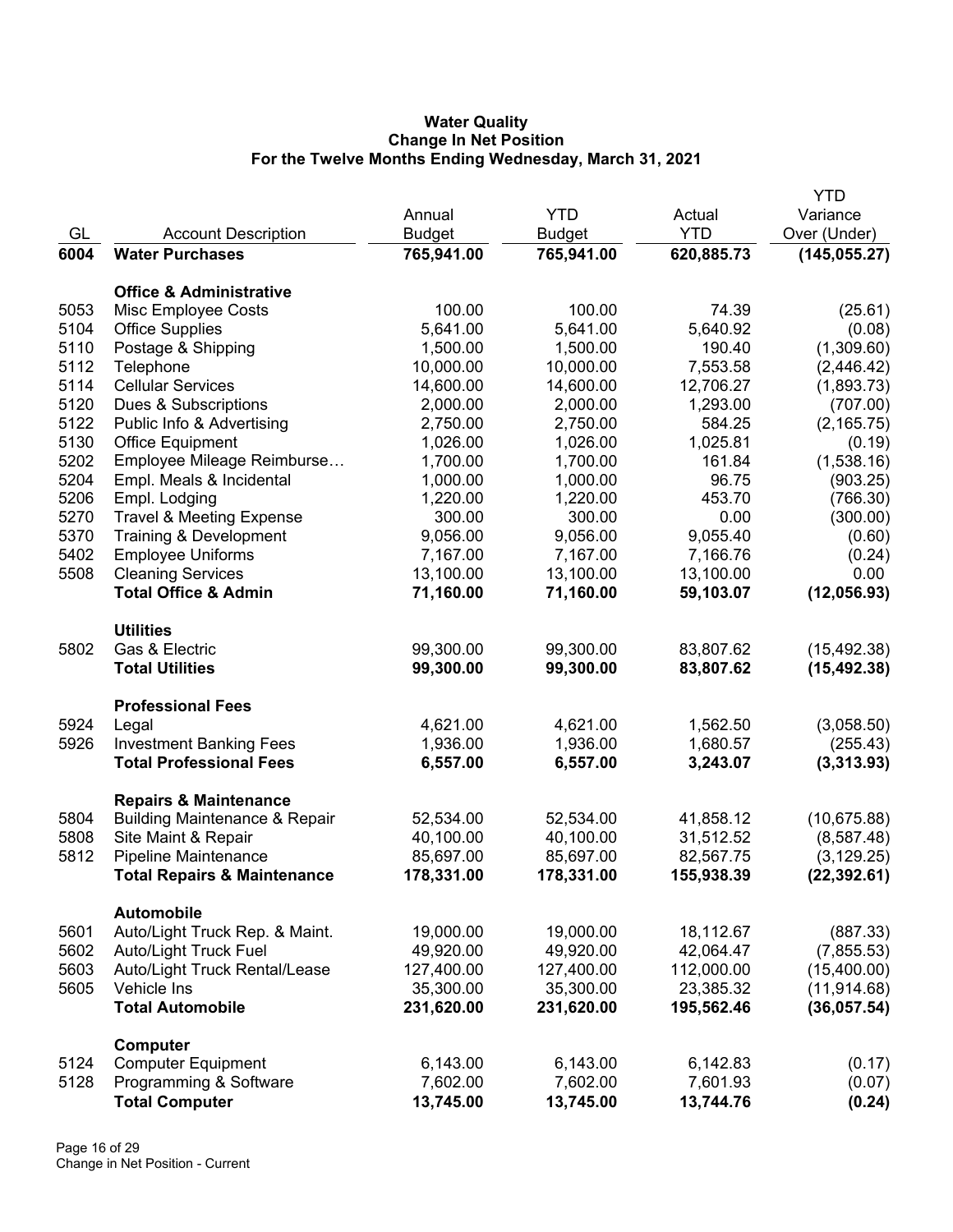**Water Quality**
**Change In Net Position**
**For the Twelve Months Ending Wednesday, March 31, 2021**

| GL | Account Description | Annual Budget | YTD Budget | Actual YTD | YTD Variance Over (Under) |
|---|---|---|---|---|---|
| **6004** | **Water Purchases** | **765,941.00** | **765,941.00** | **620,885.73** | **(145,055.27)** |
| | **Office & Administrative** | | | | |
| 5053 | Misc Employee Costs | 100.00 | 100.00 | 74.39 | (25.61) |
| 5104 | Office Supplies | 5,641.00 | 5,641.00 | 5,640.92 | (0.08) |
| 5110 | Postage & Shipping | 1,500.00 | 1,500.00 | 190.40 | (1,309.60) |
| 5112 | Telephone | 10,000.00 | 10,000.00 | 7,553.58 | (2,446.42) |
| 5114 | Cellular Services | 14,600.00 | 14,600.00 | 12,706.27 | (1,893.73) |
| 5120 | Dues & Subscriptions | 2,000.00 | 2,000.00 | 1,293.00 | (707.00) |
| 5122 | Public Info & Advertising | 2,750.00 | 2,750.00 | 584.25 | (2,165.75) |
| 5130 | Office Equipment | 1,026.00 | 1,026.00 | 1,025.81 | (0.19) |
| 5202 | Employee Mileage Reimburse… | 1,700.00 | 1,700.00 | 161.84 | (1,538.16) |
| 5204 | Empl. Meals & Incidental | 1,000.00 | 1,000.00 | 96.75 | (903.25) |
| 5206 | Empl. Lodging | 1,220.00 | 1,220.00 | 453.70 | (766.30) |
| 5270 | Travel & Meeting Expense | 300.00 | 300.00 | 0.00 | (300.00) |
| 5370 | Training & Development | 9,056.00 | 9,056.00 | 9,055.40 | (0.60) |
| 5402 | Employee Uniforms | 7,167.00 | 7,167.00 | 7,166.76 | (0.24) |
| 5508 | Cleaning Services | 13,100.00 | 13,100.00 | 13,100.00 | 0.00 |
| | **Total Office & Admin** | **71,160.00** | **71,160.00** | **59,103.07** | **(12,056.93)** |
| | **Utilities** | | | | |
| 5802 | Gas & Electric | 99,300.00 | 99,300.00 | 83,807.62 | (15,492.38) |
| | **Total Utilities** | **99,300.00** | **99,300.00** | **83,807.62** | **(15,492.38)** |
| | **Professional Fees** | | | | |
| 5924 | Legal | 4,621.00 | 4,621.00 | 1,562.50 | (3,058.50) |
| 5926 | Investment Banking Fees | 1,936.00 | 1,936.00 | 1,680.57 | (255.43) |
| | **Total Professional Fees** | **6,557.00** | **6,557.00** | **3,243.07** | **(3,313.93)** |
| | **Repairs & Maintenance** | | | | |
| 5804 | Building Maintenance & Repair | 52,534.00 | 52,534.00 | 41,858.12 | (10,675.88) |
| 5808 | Site Maint & Repair | 40,100.00 | 40,100.00 | 31,512.52 | (8,587.48) |
| 5812 | Pipeline Maintenance | 85,697.00 | 85,697.00 | 82,567.75 | (3,129.25) |
| | **Total Repairs & Maintenance** | **178,331.00** | **178,331.00** | **155,938.39** | **(22,392.61)** |
| | **Automobile** | | | | |
| 5601 | Auto/Light Truck Rep. & Maint. | 19,000.00 | 19,000.00 | 18,112.67 | (887.33) |
| 5602 | Auto/Light Truck Fuel | 49,920.00 | 49,920.00 | 42,064.47 | (7,855.53) |
| 5603 | Auto/Light Truck Rental/Lease | 127,400.00 | 127,400.00 | 112,000.00 | (15,400.00) |
| 5605 | Vehicle Ins | 35,300.00 | 35,300.00 | 23,385.32 | (11,914.68) |
| | **Total Automobile** | **231,620.00** | **231,620.00** | **195,562.46** | **(36,057.54)** |
| | **Computer** | | | | |
| 5124 | Computer Equipment | 6,143.00 | 6,143.00 | 6,142.83 | (0.17) |
| 5128 | Programming & Software | 7,602.00 | 7,602.00 | 7,601.93 | (0.07) |
| | **Total Computer** | **13,745.00** | **13,745.00** | **13,744.76** | **(0.24)** |

Change in Net Position - Current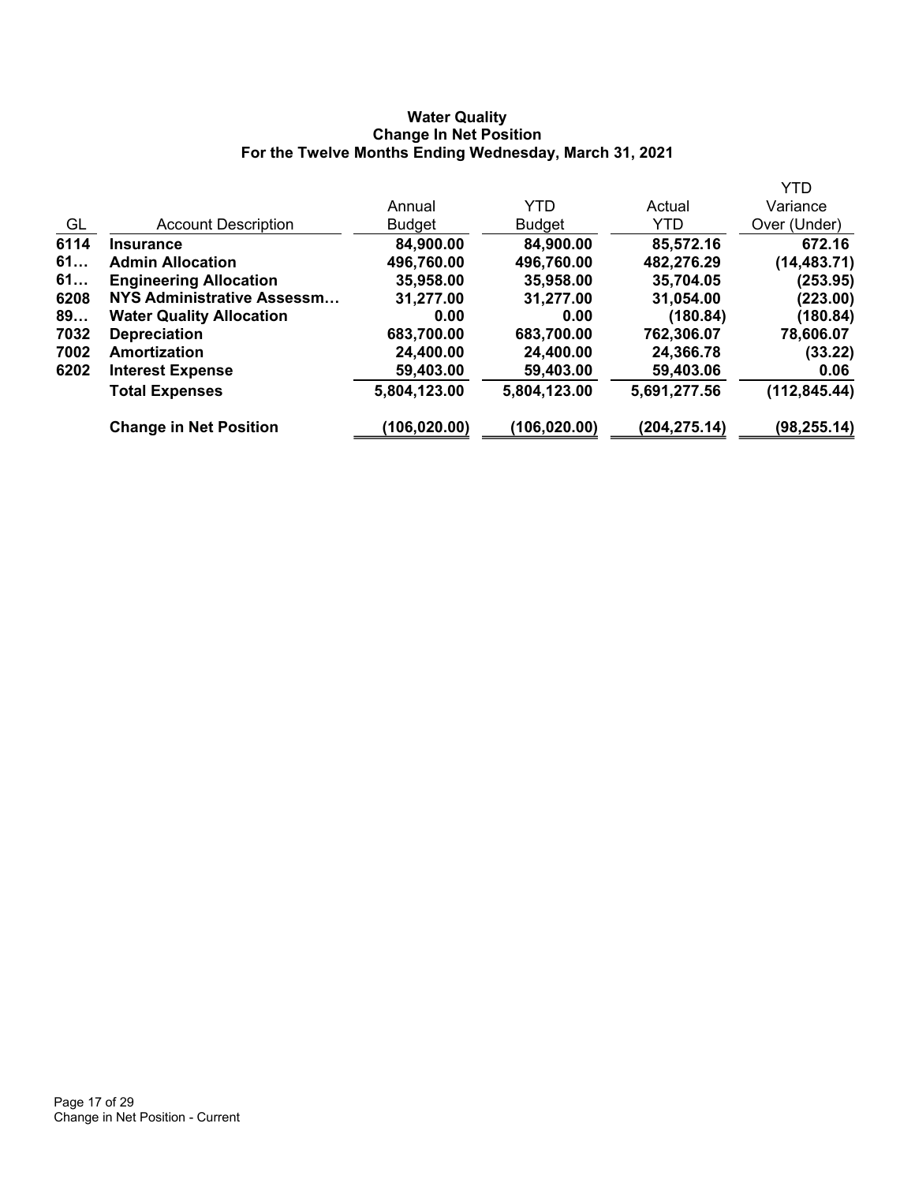**Water Quality**
**Change In Net Position**
**For the Twelve Months Ending Wednesday, March 31, 2021**

| GL | Account Description | Annual Budget | YTD Budget | Actual YTD | YTD Variance Over (Under) |
|---|---|---|---|---|---|
| **6114** | **Insurance** | **84,900.00** | **84,900.00** | **85,572.16** | **672.16** |
| **61…** | **Admin Allocation** | **496,760.00** | **496,760.00** | **482,276.29** | **(14,483.71)** |
| **61…** | **Engineering Allocation** | **35,958.00** | **35,958.00** | **35,704.05** | **(253.95)** |
| **6208** | **NYS Administrative Assessm…** | **31,277.00** | **31,277.00** | **31,054.00** | **(223.00)** |
| **89…** | **Water Quality Allocation** | **0.00** | **0.00** | **(180.84)** | **(180.84)** |
| **7032** | **Depreciation** | **683,700.00** | **683,700.00** | **762,306.07** | **78,606.07** |
| **7002** | **Amortization** | **24,400.00** | **24,400.00** | **24,366.78** | **(33.22)** |
| **6202** | **Interest Expense** | **59,403.00** | **59,403.00** | **59,403.06** | **0.06** |
| | **Total Expenses** | **5,804,123.00** | **5,804,123.00** | **5,691,277.56** | **(112,845.44)** |
| | **Change in Net Position** | **(106,020.00)** | **(106,020.00)** | **(204,275.14)** | **(98,255.14)** |

Change in Net Position - Current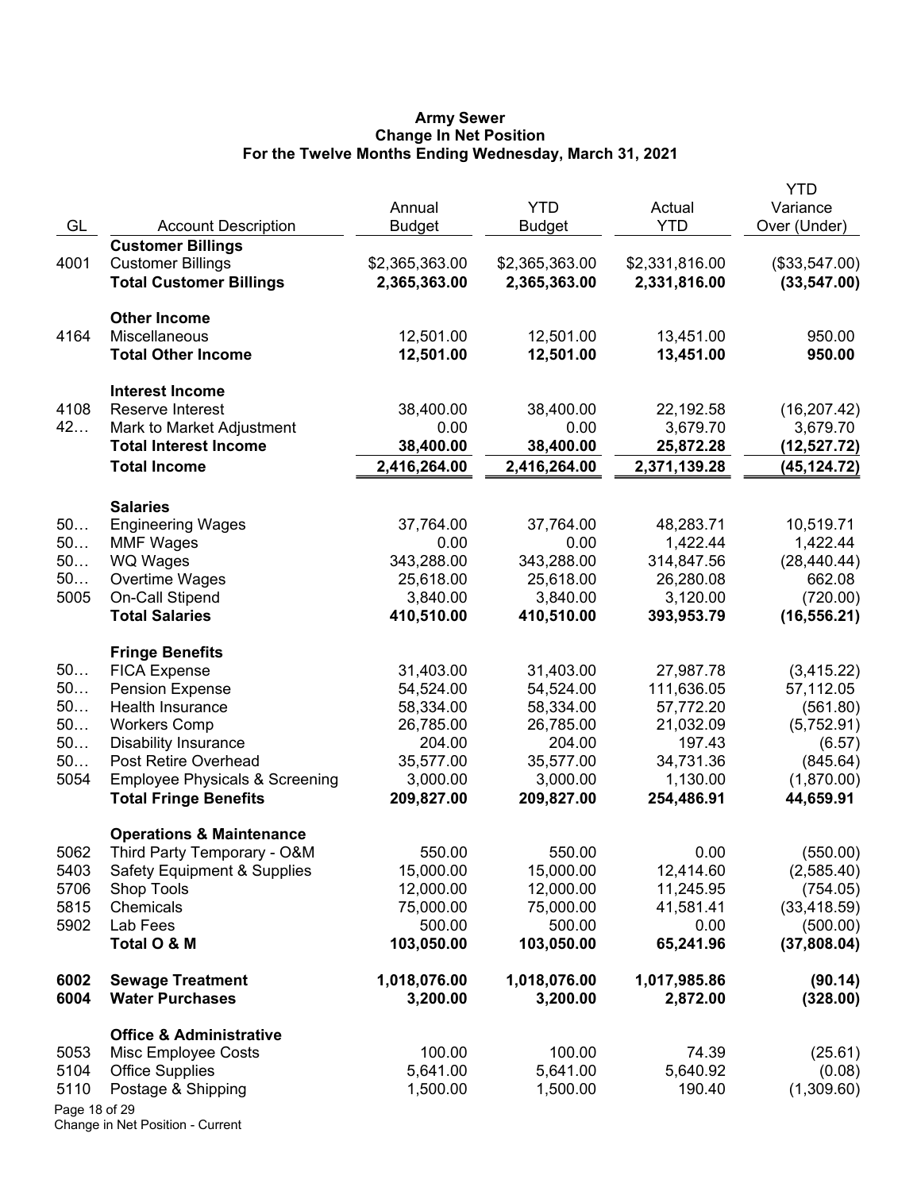**Army Sewer**
**Change In Net Position**
**For the Twelve Months Ending Wednesday, March 31, 2021**

| GL | Account Description | Annual Budget | YTD Budget | Actual YTD | YTD Variance Over (Under) |
|---|---|---|---|---|---|
| | **Customer Billings** | | | | |
| 4001 | Customer Billings | $2,365,363.00 | $2,365,363.00 | $2,331,816.00 | ($33,547.00) |
| | **Total Customer Billings** | **2,365,363.00** | **2,365,363.00** | **2,331,816.00** | **(33,547.00)** |
| | **Other Income** | | | | |
| 4164 | Miscellaneous | 12,501.00 | 12,501.00 | 13,451.00 | 950.00 |
| | **Total Other Income** | **12,501.00** | **12,501.00** | **13,451.00** | **950.00** |
| | **Interest Income** | | | | |
| 4108 | Reserve Interest | 38,400.00 | 38,400.00 | 22,192.58 | (16,207.42) |
| 42… | Mark to Market Adjustment | 0.00 | 0.00 | 3,679.70 | 3,679.70 |
| | **Total Interest Income** | **38,400.00** | **38,400.00** | **25,872.28** | **(12,527.72)** |
| | **Total Income** | **2,416,264.00** | **2,416,264.00** | **2,371,139.28** | **(45,124.72)** |
| | **Salaries** | | | | |
| 50… | Engineering Wages | 37,764.00 | 37,764.00 | 48,283.71 | 10,519.71 |
| 50… | MMF Wages | 0.00 | 0.00 | 1,422.44 | 1,422.44 |
| 50… | WQ Wages | 343,288.00 | 343,288.00 | 314,847.56 | (28,440.44) |
| 50… | Overtime Wages | 25,618.00 | 25,618.00 | 26,280.08 | 662.08 |
| 5005 | On-Call Stipend | 3,840.00 | 3,840.00 | 3,120.00 | (720.00) |
| | **Total Salaries** | **410,510.00** | **410,510.00** | **393,953.79** | **(16,556.21)** |
| | **Fringe Benefits** | | | | |
| 50… | FICA Expense | 31,403.00 | 31,403.00 | 27,987.78 | (3,415.22) |
| 50… | Pension Expense | 54,524.00 | 54,524.00 | 111,636.05 | 57,112.05 |
| 50… | Health Insurance | 58,334.00 | 58,334.00 | 57,772.20 | (561.80) |
| 50… | Workers Comp | 26,785.00 | 26,785.00 | 21,032.09 | (5,752.91) |
| 50… | Disability Insurance | 204.00 | 204.00 | 197.43 | (6.57) |
| 50… | Post Retire Overhead | 35,577.00 | 35,577.00 | 34,731.36 | (845.64) |
| 5054 | Employee Physicals & Screening | 3,000.00 | 3,000.00 | 1,130.00 | (1,870.00) |
| | **Total Fringe Benefits** | **209,827.00** | **209,827.00** | **254,486.91** | **44,659.91** |
| | **Operations & Maintenance** | | | | |
| 5062 | Third Party Temporary - O&M | 550.00 | 550.00 | 0.00 | (550.00) |
| 5403 | Safety Equipment & Supplies | 15,000.00 | 15,000.00 | 12,414.60 | (2,585.40) |
| 5706 | Shop Tools | 12,000.00 | 12,000.00 | 11,245.95 | (754.05) |
| 5815 | Chemicals | 75,000.00 | 75,000.00 | 41,581.41 | (33,418.59) |
| 5902 | Lab Fees | 500.00 | 500.00 | 0.00 | (500.00) |
| | **Total O & M** | **103,050.00** | **103,050.00** | **65,241.96** | **(37,808.04)** |
| **6002** | **Sewage Treatment** | **1,018,076.00** | **1,018,076.00** | **1,017,985.86** | **(90.14)** |
| **6004** | **Water Purchases** | **3,200.00** | **3,200.00** | **2,872.00** | **(328.00)** |
| | **Office & Administrative** | | | | |
| 5053 | Misc Employee Costs | 100.00 | 100.00 | 74.39 | (25.61) |
| 5104 | Office Supplies | 5,641.00 | 5,641.00 | 5,640.92 | (0.08) |
| 5110 | Postage & Shipping | 1,500.00 | 1,500.00 | 190.40 | (1,309.60) |

Change in Net Position - Current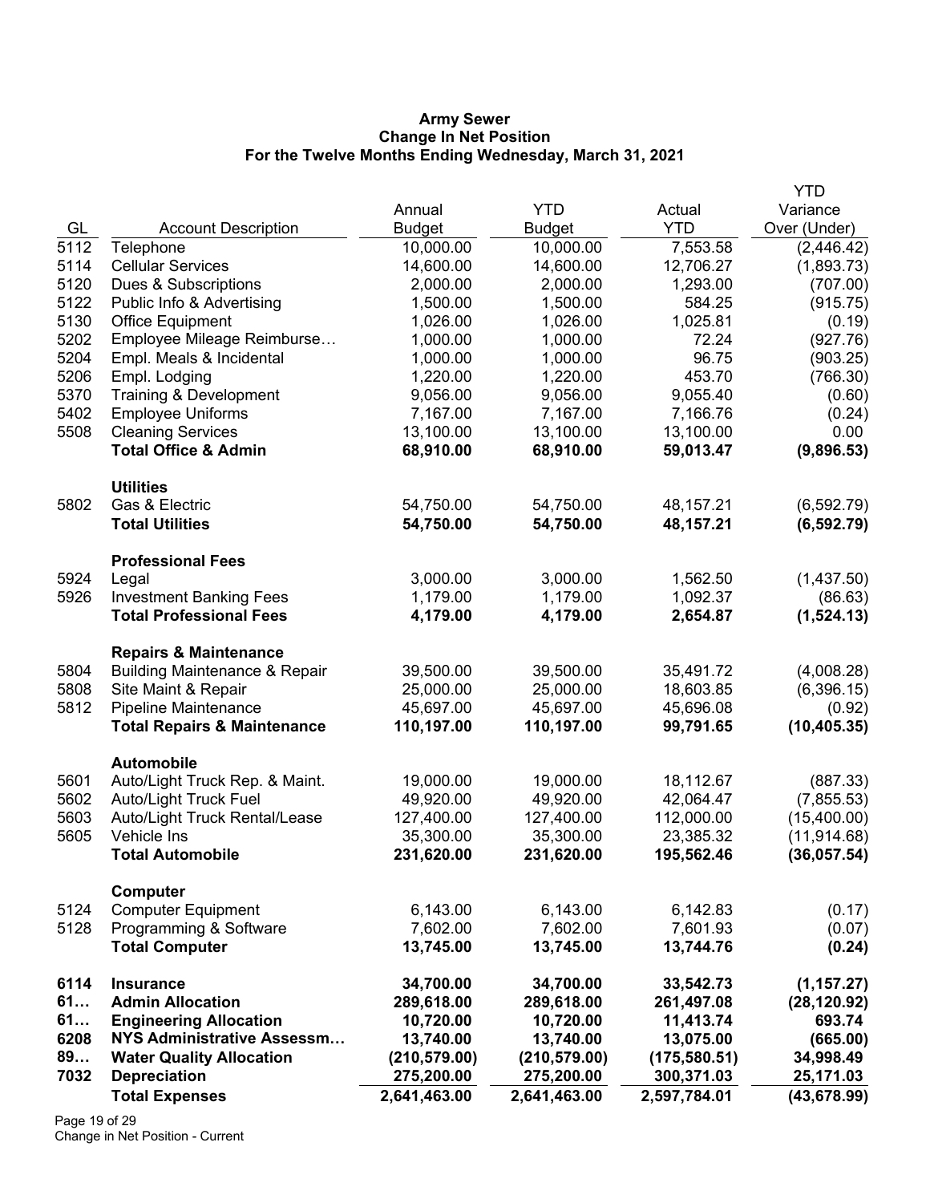**Army Sewer**
**Change In Net Position**
**For the Twelve Months Ending Wednesday, March 31, 2021**

| GL | Account Description | Annual Budget | YTD Budget | Actual YTD | YTD Variance Over (Under) |
|---|---|---|---|---|---|
| 5112 | Telephone | 10,000.00 | 10,000.00 | 7,553.58 | (2,446.42) |
| 5114 | Cellular Services | 14,600.00 | 14,600.00 | 12,706.27 | (1,893.73) |
| 5120 | Dues & Subscriptions | 2,000.00 | 2,000.00 | 1,293.00 | (707.00) |
| 5122 | Public Info & Advertising | 1,500.00 | 1,500.00 | 584.25 | (915.75) |
| 5130 | Office Equipment | 1,026.00 | 1,026.00 | 1,025.81 | (0.19) |
| 5202 | Employee Mileage Reimburse… | 1,000.00 | 1,000.00 | 72.24 | (927.76) |
| 5204 | Empl. Meals & Incidental | 1,000.00 | 1,000.00 | 96.75 | (903.25) |
| 5206 | Empl. Lodging | 1,220.00 | 1,220.00 | 453.70 | (766.30) |
| 5370 | Training & Development | 9,056.00 | 9,056.00 | 9,055.40 | (0.60) |
| 5402 | Employee Uniforms | 7,167.00 | 7,167.00 | 7,166.76 | (0.24) |
| 5508 | Cleaning Services | 13,100.00 | 13,100.00 | 13,100.00 | 0.00 |
| | **Total Office & Admin** | **68,910.00** | **68,910.00** | **59,013.47** | **(9,896.53)** |
| | **Utilities** | | | | |
| 5802 | Gas & Electric | 54,750.00 | 54,750.00 | 48,157.21 | (6,592.79) |
| | **Total Utilities** | **54,750.00** | **54,750.00** | **48,157.21** | **(6,592.79)** |
| | **Professional Fees** | | | | |
| 5924 | Legal | 3,000.00 | 3,000.00 | 1,562.50 | (1,437.50) |
| 5926 | Investment Banking Fees | 1,179.00 | 1,179.00 | 1,092.37 | (86.63) |
| | **Total Professional Fees** | **4,179.00** | **4,179.00** | **2,654.87** | **(1,524.13)** |
| | **Repairs & Maintenance** | | | | |
| 5804 | Building Maintenance & Repair | 39,500.00 | 39,500.00 | 35,491.72 | (4,008.28) |
| 5808 | Site Maint & Repair | 25,000.00 | 25,000.00 | 18,603.85 | (6,396.15) |
| 5812 | Pipeline Maintenance | 45,697.00 | 45,697.00 | 45,696.08 | (0.92) |
| | **Total Repairs & Maintenance** | **110,197.00** | **110,197.00** | **99,791.65** | **(10,405.35)** |
| | **Automobile** | | | | |
| 5601 | Auto/Light Truck Rep. & Maint. | 19,000.00 | 19,000.00 | 18,112.67 | (887.33) |
| 5602 | Auto/Light Truck Fuel | 49,920.00 | 49,920.00 | 42,064.47 | (7,855.53) |
| 5603 | Auto/Light Truck Rental/Lease | 127,400.00 | 127,400.00 | 112,000.00 | (15,400.00) |
| 5605 | Vehicle Ins | 35,300.00 | 35,300.00 | 23,385.32 | (11,914.68) |
| | **Total Automobile** | **231,620.00** | **231,620.00** | **195,562.46** | **(36,057.54)** |
| | **Computer** | | | | |
| 5124 | Computer Equipment | 6,143.00 | 6,143.00 | 6,142.83 | (0.17) |
| 5128 | Programming & Software | 7,602.00 | 7,602.00 | 7,601.93 | (0.07) |
| | **Total Computer** | **13,745.00** | **13,745.00** | **13,744.76** | **(0.24)** |
| **6114** | **Insurance** | **34,700.00** | **34,700.00** | **33,542.73** | **(1,157.27)** |
| **61…** | **Admin Allocation** | **289,618.00** | **289,618.00** | **261,497.08** | **(28,120.92)** |
| **61…** | **Engineering Allocation** | **10,720.00** | **10,720.00** | **11,413.74** | **693.74** |
| **6208** | **NYS Administrative Assessm…** | **13,740.00** | **13,740.00** | **13,075.00** | **(665.00)** |
| **89…** | **Water Quality Allocation** | **(210,579.00)** | **(210,579.00)** | **(175,580.51)** | **34,998.49** |
| **7032** | **Depreciation** | **275,200.00** | **275,200.00** | **300,371.03** | **25,171.03** |
| | **Total Expenses** | **2,641,463.00** | **2,641,463.00** | **2,597,784.01** | **(43,678.99)** |

Change in Net Position - Current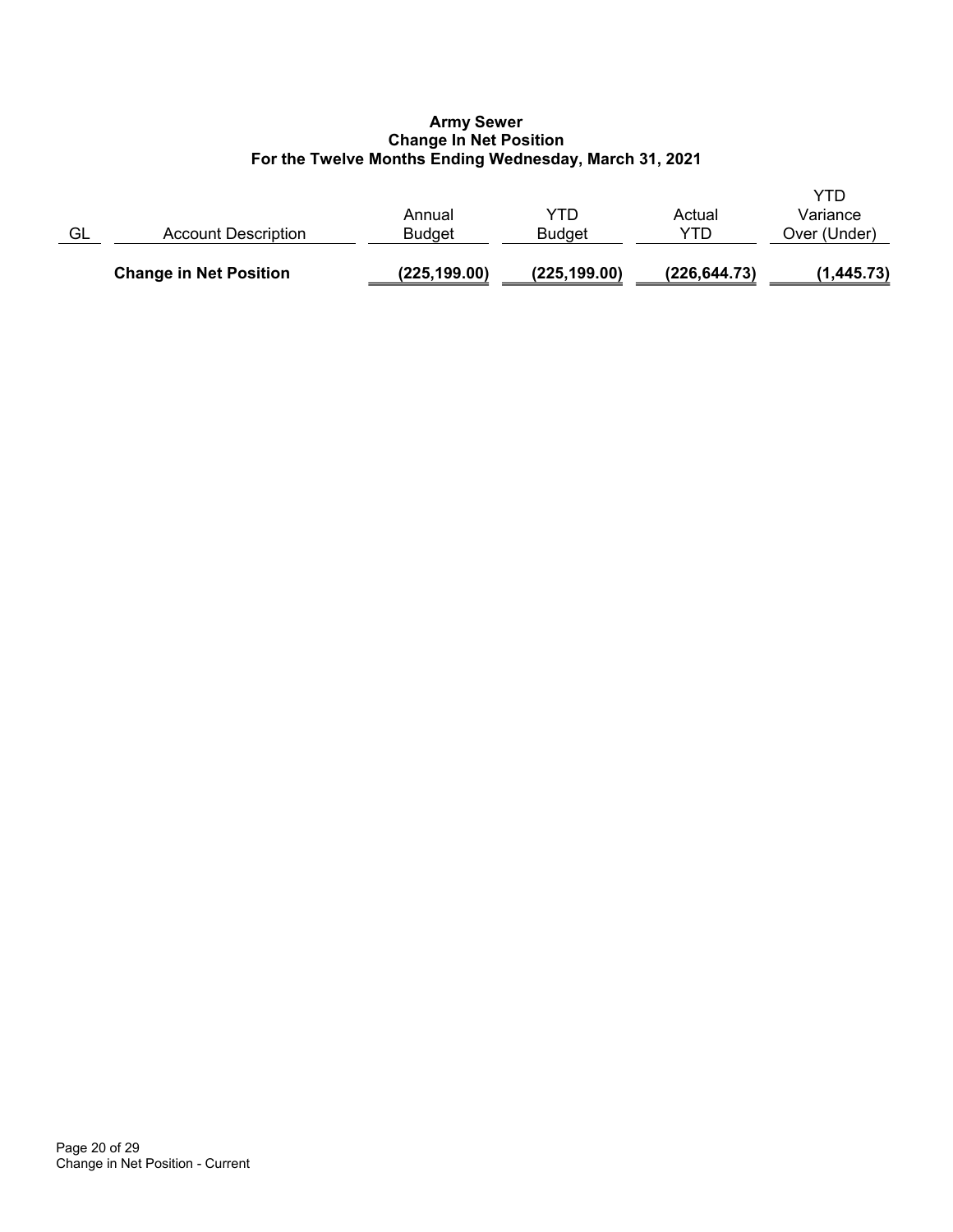**Army Sewer**
**Change In Net Position**
**For the Twelve Months Ending Wednesday, March 31, 2021**

| GL | Account Description | Annual Budget | YTD Budget | Actual YTD | YTD Variance Over (Under) |
|---|---|---|---|---|---|
| | **Change in Net Position** | **(225,199.00)** | **(225,199.00)** | **(226,644.73)** | **(1,445.73)** |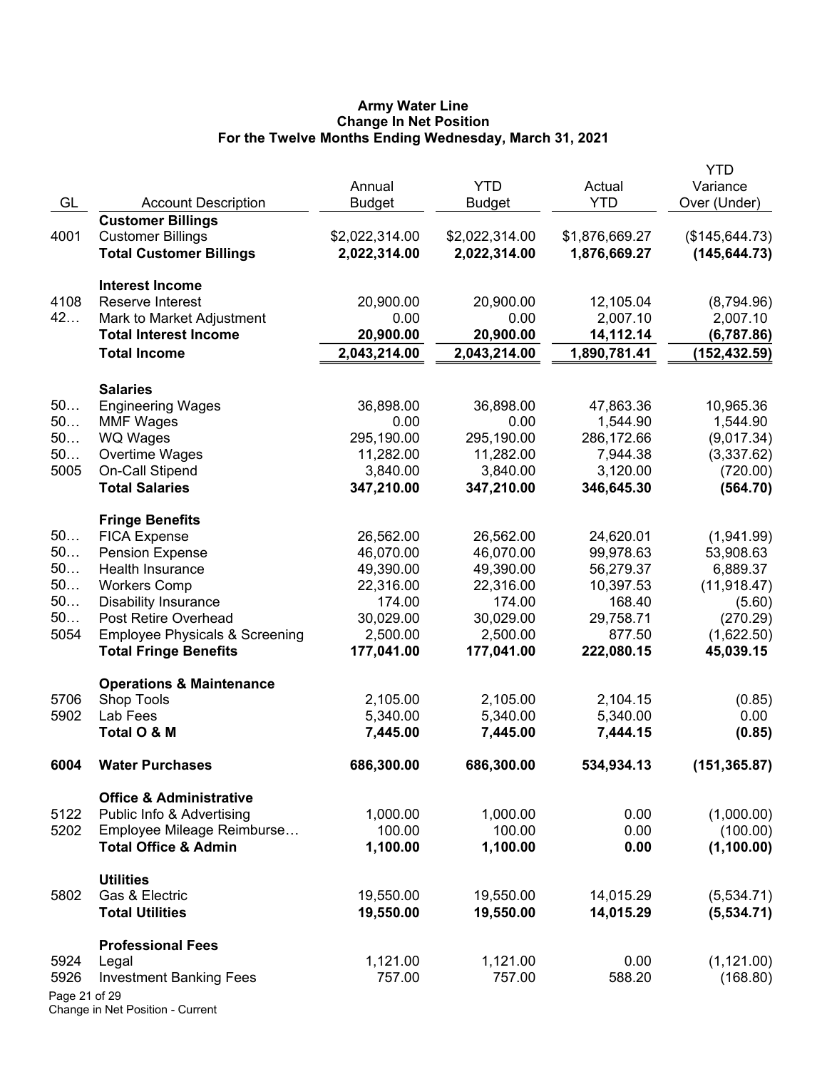# Army Water Line
## Change In Net Position
### For the Twelve Months Ending Wednesday, March 31, 2021

| GL | Account Description | Annual Budget | YTD Budget | Actual YTD | YTD Variance Over (Under) |
|---|---|---|---|---|---|
| | **Customer Billings** | | | | |
| 4001 | Customer Billings | $2,022,314.00 | $2,022,314.00 | $1,876,669.27 | ($145,644.73) |
| | **Total Customer Billings** | **2,022,314.00** | **2,022,314.00** | **1,876,669.27** | **(145,644.73)** |
| | **Interest Income** | | | | |
| 4108 | Reserve Interest | 20,900.00 | 20,900.00 | 12,105.04 | (8,794.96) |
| 42… | Mark to Market Adjustment | 0.00 | 0.00 | 2,007.10 | 2,007.10 |
| | **Total Interest Income** | **20,900.00** | **20,900.00** | **14,112.14** | **(6,787.86)** |
| | **Total Income** | **2,043,214.00** | **2,043,214.00** | **1,890,781.41** | **(152,432.59)** |
| | **Salaries** | | | | |
| 50… | Engineering Wages | 36,898.00 | 36,898.00 | 47,863.36 | 10,965.36 |
| 50… | MMF Wages | 0.00 | 0.00 | 1,544.90 | 1,544.90 |
| 50… | WQ Wages | 295,190.00 | 295,190.00 | 286,172.66 | (9,017.34) |
| 50… | Overtime Wages | 11,282.00 | 11,282.00 | 7,944.38 | (3,337.62) |
| 5005 | On-Call Stipend | 3,840.00 | 3,840.00 | 3,120.00 | (720.00) |
| | **Total Salaries** | **347,210.00** | **347,210.00** | **346,645.30** | **(564.70)** |
| | **Fringe Benefits** | | | | |
| 50… | FICA Expense | 26,562.00 | 26,562.00 | 24,620.01 | (1,941.99) |
| 50… | Pension Expense | 46,070.00 | 46,070.00 | 99,978.63 | 53,908.63 |
| 50… | Health Insurance | 49,390.00 | 49,390.00 | 56,279.37 | 6,889.37 |
| 50… | Workers Comp | 22,316.00 | 22,316.00 | 10,397.53 | (11,918.47) |
| 50… | Disability Insurance | 174.00 | 174.00 | 168.40 | (5.60) |
| 50… | Post Retire Overhead | 30,029.00 | 30,029.00 | 29,758.71 | (270.29) |
| 5054 | Employee Physicals & Screening | 2,500.00 | 2,500.00 | 877.50 | (1,622.50) |
| | **Total Fringe Benefits** | **177,041.00** | **177,041.00** | **222,080.15** | **45,039.15** |
| | **Operations & Maintenance** | | | | |
| 5706 | Shop Tools | 2,105.00 | 2,105.00 | 2,104.15 | (0.85) |
| 5902 | Lab Fees | 5,340.00 | 5,340.00 | 5,340.00 | 0.00 |
| | **Total O & M** | **7,445.00** | **7,445.00** | **7,444.15** | **(0.85)** |
| **6004** | **Water Purchases** | **686,300.00** | **686,300.00** | **534,934.13** | **(151,365.87)** |
| | **Office & Administrative** | | | | |
| 5122 | Public Info & Advertising | 1,000.00 | 1,000.00 | 0.00 | (1,000.00) |
| 5202 | Employee Mileage Reimburse… | 100.00 | 100.00 | 0.00 | (100.00) |
| | **Total Office & Admin** | **1,100.00** | **1,100.00** | **0.00** | **(1,100.00)** |
| | **Utilities** | | | | |
| 5802 | Gas & Electric | 19,550.00 | 19,550.00 | 14,015.29 | (5,534.71) |
| | **Total Utilities** | **19,550.00** | **19,550.00** | **14,015.29** | **(5,534.71)** |
| | **Professional Fees** | | | | |
| 5924 | Legal | 1,121.00 | 1,121.00 | 0.00 | (1,121.00) |
| 5926 | Investment Banking Fees | 757.00 | 757.00 | 588.20 | (168.80) |

Change in Net Position - Current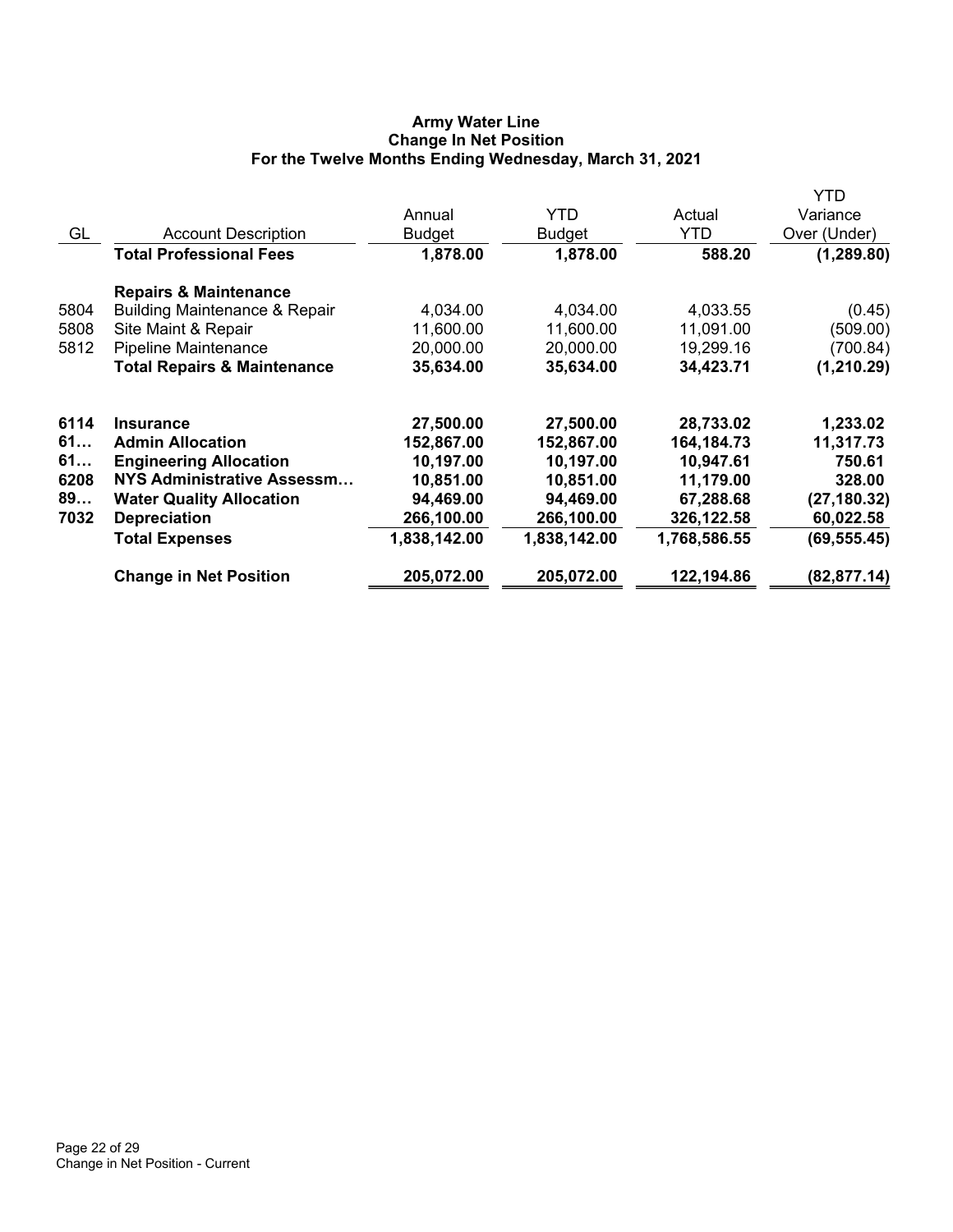**Army Water Line**
**Change In Net Position**
**For the Twelve Months Ending Wednesday, March 31, 2021**

| GL | Account Description | Annual Budget | YTD Budget | Actual YTD | YTD Variance Over (Under) |
|---|---|---|---|---|---|
| | **Total Professional Fees** | **1,878.00** | **1,878.00** | **588.20** | **(1,289.80)** |
| | **Repairs & Maintenance** | | | | |
| 5804 | Building Maintenance & Repair | 4,034.00 | 4,034.00 | 4,033.55 | (0.45) |
| 5808 | Site Maint & Repair | 11,600.00 | 11,600.00 | 11,091.00 | (509.00) |
| 5812 | Pipeline Maintenance | 20,000.00 | 20,000.00 | 19,299.16 | (700.84) |
| | **Total Repairs & Maintenance** | **35,634.00** | **35,634.00** | **34,423.71** | **(1,210.29)** |
| **6114** | **Insurance** | **27,500.00** | **27,500.00** | **28,733.02** | **1,233.02** |
| **61…** | **Admin Allocation** | **152,867.00** | **152,867.00** | **164,184.73** | **11,317.73** |
| **61…** | **Engineering Allocation** | **10,197.00** | **10,197.00** | **10,947.61** | **750.61** |
| **6208** | **NYS Administrative Assessm…** | **10,851.00** | **10,851.00** | **11,179.00** | **328.00** |
| **89…** | **Water Quality Allocation** | **94,469.00** | **94,469.00** | **67,288.68** | **(27,180.32)** |
| **7032** | **Depreciation** | **266,100.00** | **266,100.00** | **326,122.58** | **60,022.58** |
| | **Total Expenses** | **1,838,142.00** | **1,838,142.00** | **1,768,586.55** | **(69,555.45)** |
| | **Change in Net Position** | **205,072.00** | **205,072.00** | **122,194.86** | **(82,877.14)** |

Change in Net Position - Current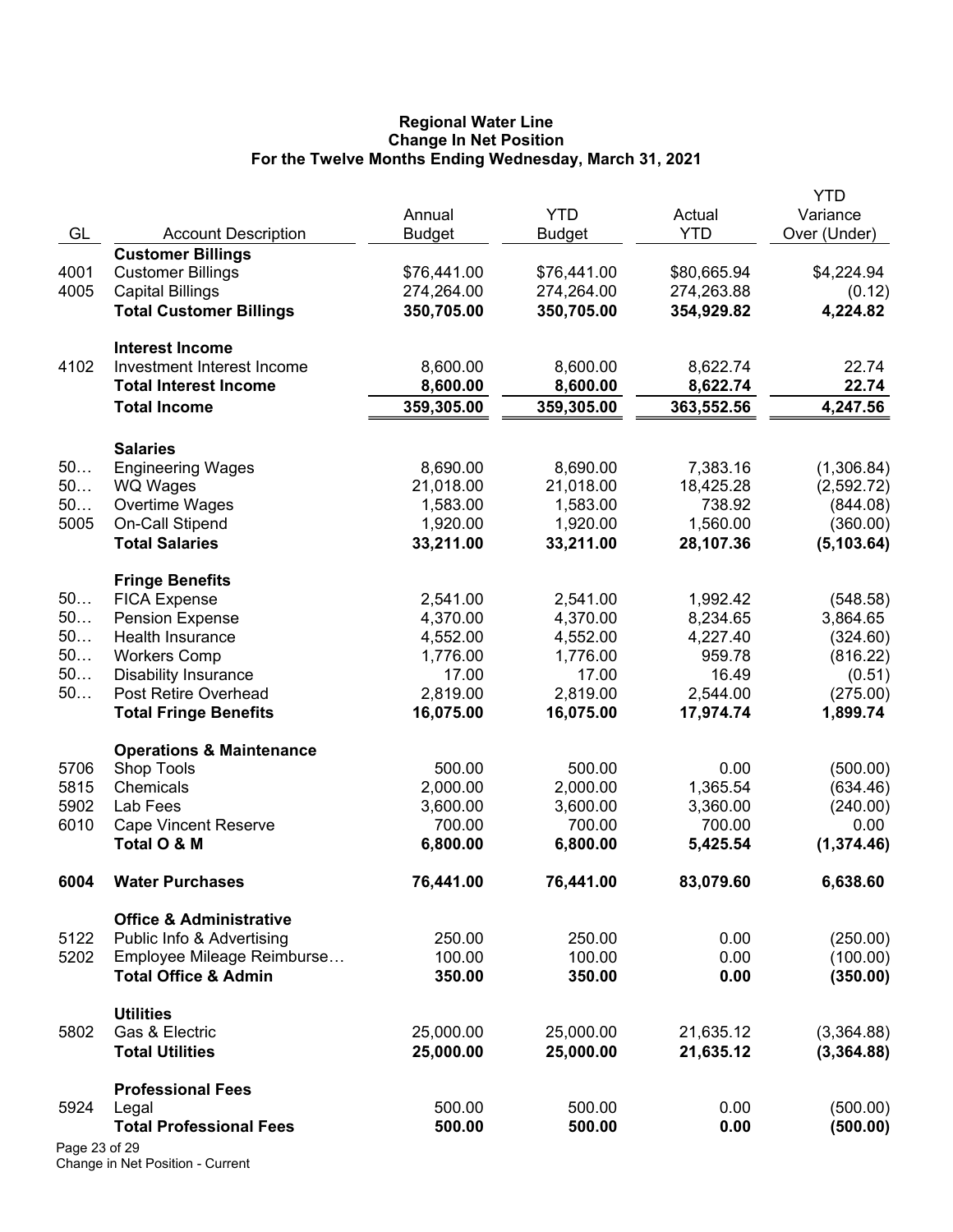**Regional Water Line**
**Change In Net Position**
**For the Twelve Months Ending Wednesday, March 31, 2021**

| GL | Account Description | Annual Budget | YTD Budget | Actual YTD | YTD Variance Over (Under) |
|---|---|---|---|---|---|
| | **Customer Billings** | | | | |
| 4001 | Customer Billings | $76,441.00 | $76,441.00 | $80,665.94 | $4,224.94 |
| 4005 | Capital Billings | 274,264.00 | 274,264.00 | 274,263.88 | (0.12) |
| | **Total Customer Billings** | **350,705.00** | **350,705.00** | **354,929.82** | **4,224.82** |
| | **Interest Income** | | | | |
| 4102 | Investment Interest Income | 8,600.00 | 8,600.00 | 8,622.74 | 22.74 |
| | **Total Interest Income** | **8,600.00** | **8,600.00** | **8,622.74** | **22.74** |
| | **Total Income** | **359,305.00** | **359,305.00** | **363,552.56** | **4,247.56** |
| | **Salaries** | | | | |
| 50… | Engineering Wages | 8,690.00 | 8,690.00 | 7,383.16 | (1,306.84) |
| 50… | WQ Wages | 21,018.00 | 21,018.00 | 18,425.28 | (2,592.72) |
| 50… | Overtime Wages | 1,583.00 | 1,583.00 | 738.92 | (844.08) |
| 5005 | On-Call Stipend | 1,920.00 | 1,920.00 | 1,560.00 | (360.00) |
| | **Total Salaries** | **33,211.00** | **33,211.00** | **28,107.36** | **(5,103.64)** |
| | **Fringe Benefits** | | | | |
| 50… | FICA Expense | 2,541.00 | 2,541.00 | 1,992.42 | (548.58) |
| 50… | Pension Expense | 4,370.00 | 4,370.00 | 8,234.65 | 3,864.65 |
| 50… | Health Insurance | 4,552.00 | 4,552.00 | 4,227.40 | (324.60) |
| 50… | Workers Comp | 1,776.00 | 1,776.00 | 959.78 | (816.22) |
| 50… | Disability Insurance | 17.00 | 17.00 | 16.49 | (0.51) |
| 50… | Post Retire Overhead | 2,819.00 | 2,819.00 | 2,544.00 | (275.00) |
| | **Total Fringe Benefits** | **16,075.00** | **16,075.00** | **17,974.74** | **1,899.74** |
| | **Operations & Maintenance** | | | | |
| 5706 | Shop Tools | 500.00 | 500.00 | 0.00 | (500.00) |
| 5815 | Chemicals | 2,000.00 | 2,000.00 | 1,365.54 | (634.46) |
| 5902 | Lab Fees | 3,600.00 | 3,600.00 | 3,360.00 | (240.00) |
| 6010 | Cape Vincent Reserve | 700.00 | 700.00 | 700.00 | 0.00 |
| | **Total O & M** | **6,800.00** | **6,800.00** | **5,425.54** | **(1,374.46)** |
| **6004** | **Water Purchases** | **76,441.00** | **76,441.00** | **83,079.60** | **6,638.60** |
| | **Office & Administrative** | | | | |
| 5122 | Public Info & Advertising | 250.00 | 250.00 | 0.00 | (250.00) |
| 5202 | Employee Mileage Reimburse… | 100.00 | 100.00 | 0.00 | (100.00) |
| | **Total Office & Admin** | **350.00** | **350.00** | **0.00** | **(350.00)** |
| | **Utilities** | | | | |
| 5802 | Gas & Electric | 25,000.00 | 25,000.00 | 21,635.12 | (3,364.88) |
| | **Total Utilities** | **25,000.00** | **25,000.00** | **21,635.12** | **(3,364.88)** |
| | **Professional Fees** | | | | |
| 5924 | Legal | 500.00 | 500.00 | 0.00 | (500.00) |
| | **Total Professional Fees** | **500.00** | **500.00** | **0.00** | **(500.00)** |

Change in Net Position - Current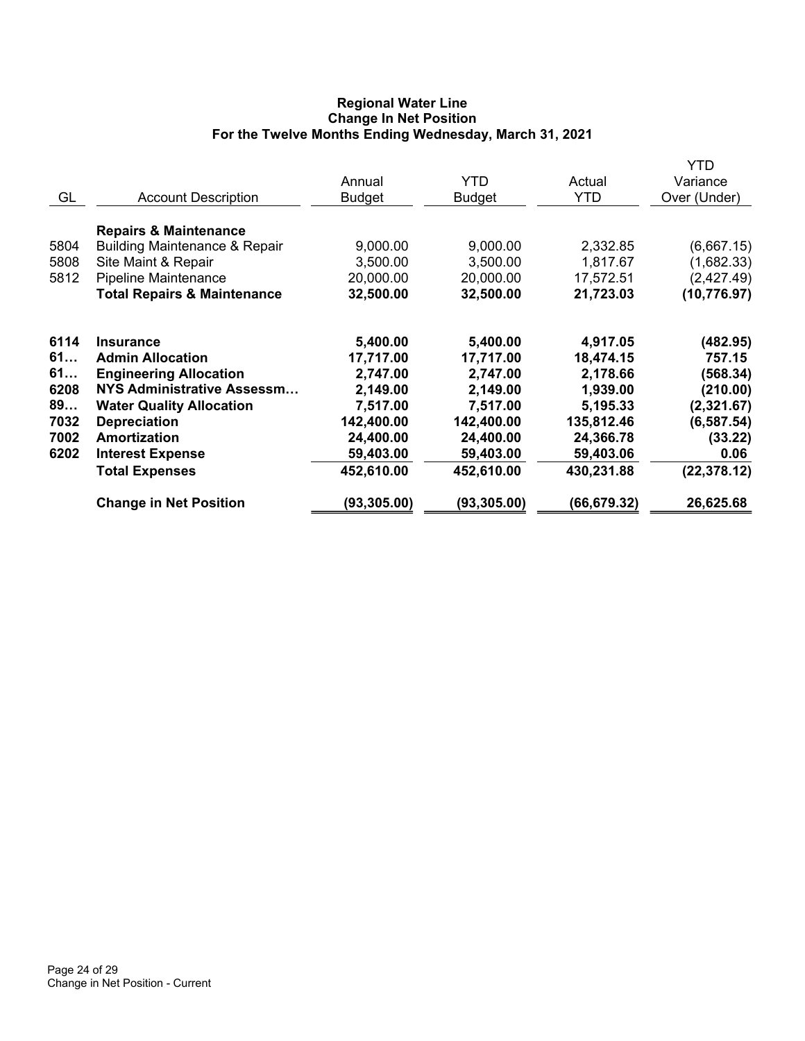# Regional Water Line
## Change In Net Position
### For the Twelve Months Ending Wednesday, March 31, 2021

| GL | Account Description | Annual Budget | YTD Budget | Actual YTD | YTD Variance Over (Under) |
|---|---|---|---|---|---|
| | **Repairs & Maintenance** | | | | |
| 5804 | Building Maintenance & Repair | 9,000.00 | 9,000.00 | 2,332.85 | (6,667.15) |
| 5808 | Site Maint & Repair | 3,500.00 | 3,500.00 | 1,817.67 | (1,682.33) |
| 5812 | Pipeline Maintenance | 20,000.00 | 20,000.00 | 17,572.51 | (2,427.49) |
| | **Total Repairs & Maintenance** | **32,500.00** | **32,500.00** | **21,723.03** | **(10,776.97)** |
| **6114** | **Insurance** | **5,400.00** | **5,400.00** | **4,917.05** | **(482.95)** |
| **61…** | **Admin Allocation** | **17,717.00** | **17,717.00** | **18,474.15** | **757.15** |
| **61…** | **Engineering Allocation** | **2,747.00** | **2,747.00** | **2,178.66** | **(568.34)** |
| **6208** | **NYS Administrative Assessm…** | **2,149.00** | **2,149.00** | **1,939.00** | **(210.00)** |
| **89…** | **Water Quality Allocation** | **7,517.00** | **7,517.00** | **5,195.33** | **(2,321.67)** |
| **7032** | **Depreciation** | **142,400.00** | **142,400.00** | **135,812.46** | **(6,587.54)** |
| **7002** | **Amortization** | **24,400.00** | **24,400.00** | **24,366.78** | **(33.22)** |
| **6202** | **Interest Expense** | **59,403.00** | **59,403.00** | **59,403.06** | **0.06** |
| | **Total Expenses** | **452,610.00** | **452,610.00** | **430,231.88** | **(22,378.12)** |
| | **Change in Net Position** | **(93,305.00)** | **(93,305.00)** | **(66,679.32)** | **26,625.68** |

Change in Net Position - Current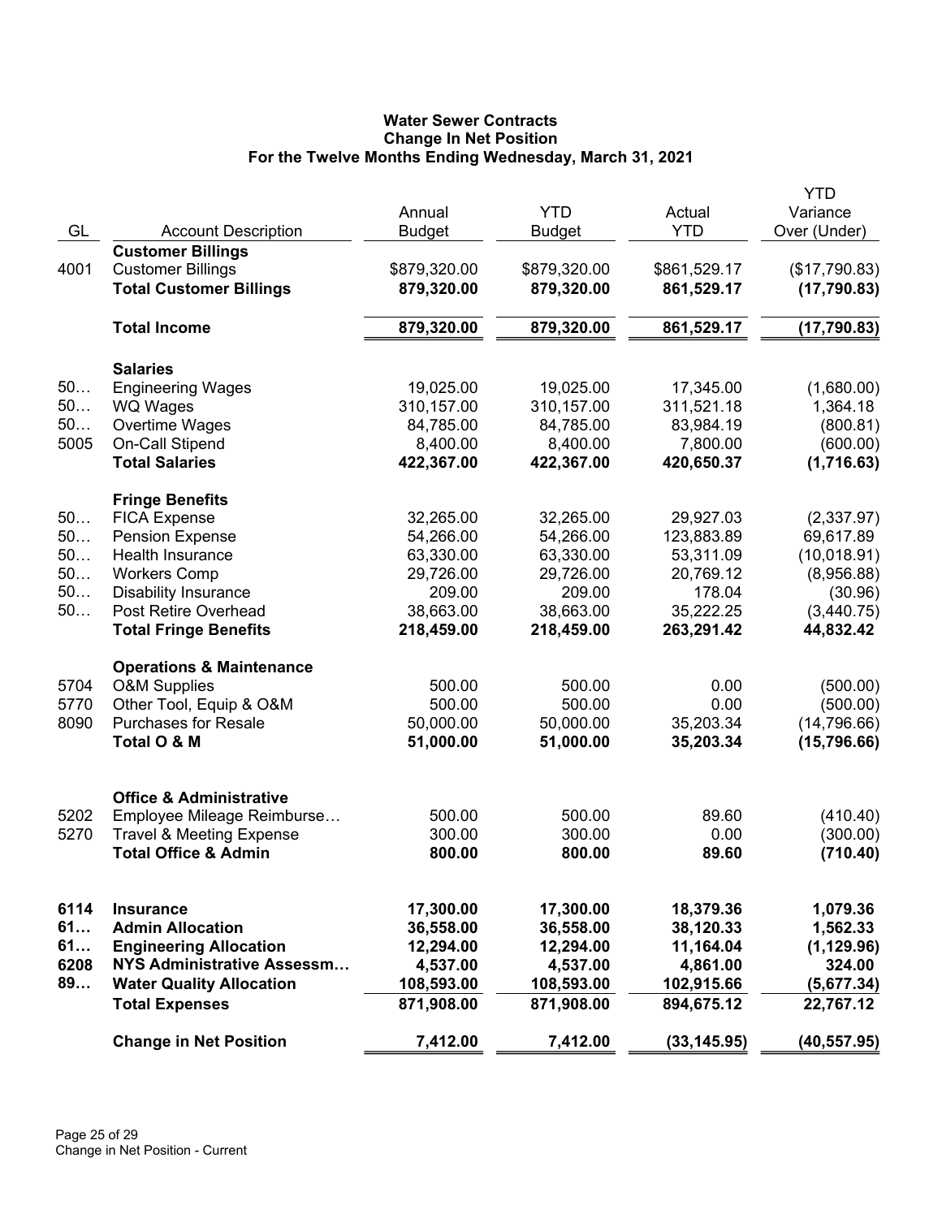# Water Sewer Contracts
## Change In Net Position
### For the Twelve Months Ending Wednesday, March 31, 2021

| GL | Account Description | Annual Budget | YTD Budget | Actual YTD | YTD Variance Over (Under) |
|---|---|---|---|---|---|
| | **Customer Billings** | | | | |
| 4001 | Customer Billings | $879,320.00 | $879,320.00 | $861,529.17 | ($17,790.83) |
| | **Total Customer Billings** | **879,320.00** | **879,320.00** | **861,529.17** | **(17,790.83)** |
| | **Total Income** | **879,320.00** | **879,320.00** | **861,529.17** | **(17,790.83)** |
| | **Salaries** | | | | |
| 50… | Engineering Wages | 19,025.00 | 19,025.00 | 17,345.00 | (1,680.00) |
| 50… | WQ Wages | 310,157.00 | 310,157.00 | 311,521.18 | 1,364.18 |
| 50… | Overtime Wages | 84,785.00 | 84,785.00 | 83,984.19 | (800.81) |
| 5005 | On-Call Stipend | 8,400.00 | 8,400.00 | 7,800.00 | (600.00) |
| | **Total Salaries** | **422,367.00** | **422,367.00** | **420,650.37** | **(1,716.63)** |
| | **Fringe Benefits** | | | | |
| 50… | FICA Expense | 32,265.00 | 32,265.00 | 29,927.03 | (2,337.97) |
| 50… | Pension Expense | 54,266.00 | 54,266.00 | 123,883.89 | 69,617.89 |
| 50… | Health Insurance | 63,330.00 | 63,330.00 | 53,311.09 | (10,018.91) |
| 50… | Workers Comp | 29,726.00 | 29,726.00 | 20,769.12 | (8,956.88) |
| 50… | Disability Insurance | 209.00 | 209.00 | 178.04 | (30.96) |
| 50… | Post Retire Overhead | 38,663.00 | 38,663.00 | 35,222.25 | (3,440.75) |
| | **Total Fringe Benefits** | **218,459.00** | **218,459.00** | **263,291.42** | **44,832.42** |
| | **Operations & Maintenance** | | | | |
| 5704 | O&M Supplies | 500.00 | 500.00 | 0.00 | (500.00) |
| 5770 | Other Tool, Equip & O&M | 500.00 | 500.00 | 0.00 | (500.00) |
| 8090 | Purchases for Resale | 50,000.00 | 50,000.00 | 35,203.34 | (14,796.66) |
| | **Total O & M** | **51,000.00** | **51,000.00** | **35,203.34** | **(15,796.66)** |
| | **Office & Administrative** | | | | |
| 5202 | Employee Mileage Reimburse… | 500.00 | 500.00 | 89.60 | (410.40) |
| 5270 | Travel & Meeting Expense | 300.00 | 300.00 | 0.00 | (300.00) |
| | **Total Office & Admin** | **800.00** | **800.00** | **89.60** | **(710.40)** |
| **6114** | **Insurance** | **17,300.00** | **17,300.00** | **18,379.36** | **1,079.36** |
| **61…** | **Admin Allocation** | **36,558.00** | **36,558.00** | **38,120.33** | **1,562.33** |
| **61…** | **Engineering Allocation** | **12,294.00** | **12,294.00** | **11,164.04** | **(1,129.96)** |
| **6208** | **NYS Administrative Assessm…** | **4,537.00** | **4,537.00** | **4,861.00** | **324.00** |
| **89…** | **Water Quality Allocation** | **108,593.00** | **108,593.00** | **102,915.66** | **(5,677.34)** |
| | **Total Expenses** | **871,908.00** | **871,908.00** | **894,675.12** | **22,767.12** |
| | **Change in Net Position** | **7,412.00** | **7,412.00** | **(33,145.95)** | **(40,557.95)** |

Change in Net Position - Current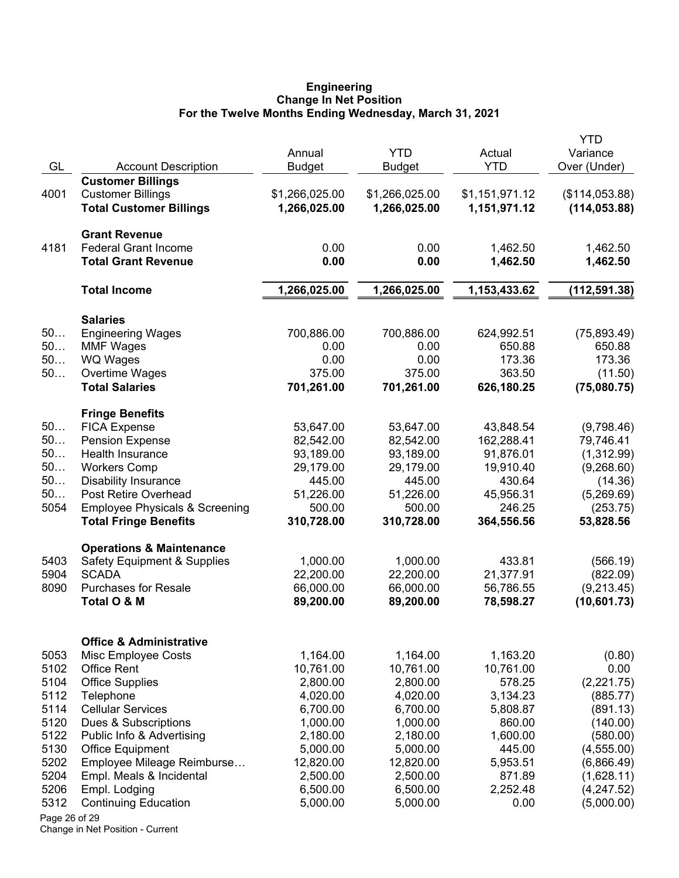# Engineering
## Change In Net Position
### For the Twelve Months Ending Wednesday, March 31, 2021

| GL | Account Description | Annual Budget | YTD Budget | Actual YTD | YTD Variance Over (Under) |
|---|---|---|---|---|---|
| | **Customer Billings** | | | | |
| 4001 | Customer Billings | $1,266,025.00 | $1,266,025.00 | $1,151,971.12 | ($114,053.88) |
| | **Total Customer Billings** | **1,266,025.00** | **1,266,025.00** | **1,151,971.12** | **(114,053.88)** |
| | **Grant Revenue** | | | | |
| 4181 | Federal Grant Income | 0.00 | 0.00 | 1,462.50 | 1,462.50 |
| | **Total Grant Revenue** | **0.00** | **0.00** | **1,462.50** | **1,462.50** |
| | **Total Income** | **1,266,025.00** | **1,266,025.00** | **1,153,433.62** | **(112,591.38)** |
| | **Salaries** | | | | |
| 50… | Engineering Wages | 700,886.00 | 700,886.00 | 624,992.51 | (75,893.49) |
| 50… | MMF Wages | 0.00 | 0.00 | 650.88 | 650.88 |
| 50… | WQ Wages | 0.00 | 0.00 | 173.36 | 173.36 |
| 50… | Overtime Wages | 375.00 | 375.00 | 363.50 | (11.50) |
| | **Total Salaries** | **701,261.00** | **701,261.00** | **626,180.25** | **(75,080.75)** |
| | **Fringe Benefits** | | | | |
| 50… | FICA Expense | 53,647.00 | 53,647.00 | 43,848.54 | (9,798.46) |
| 50… | Pension Expense | 82,542.00 | 82,542.00 | 162,288.41 | 79,746.41 |
| 50… | Health Insurance | 93,189.00 | 93,189.00 | 91,876.01 | (1,312.99) |
| 50… | Workers Comp | 29,179.00 | 29,179.00 | 19,910.40 | (9,268.60) |
| 50… | Disability Insurance | 445.00 | 445.00 | 430.64 | (14.36) |
| 50… | Post Retire Overhead | 51,226.00 | 51,226.00 | 45,956.31 | (5,269.69) |
| 5054 | Employee Physicals & Screening | 500.00 | 500.00 | 246.25 | (253.75) |
| | **Total Fringe Benefits** | **310,728.00** | **310,728.00** | **364,556.56** | **53,828.56** |
| | **Operations & Maintenance** | | | | |
| 5403 | Safety Equipment & Supplies | 1,000.00 | 1,000.00 | 433.81 | (566.19) |
| 5904 | SCADA | 22,200.00 | 22,200.00 | 21,377.91 | (822.09) |
| 8090 | Purchases for Resale | 66,000.00 | 66,000.00 | 56,786.55 | (9,213.45) |
| | **Total O & M** | **89,200.00** | **89,200.00** | **78,598.27** | **(10,601.73)** |
| | **Office & Administrative** | | | | |
| 5053 | Misc Employee Costs | 1,164.00 | 1,164.00 | 1,163.20 | (0.80) |
| 5102 | Office Rent | 10,761.00 | 10,761.00 | 10,761.00 | 0.00 |
| 5104 | Office Supplies | 2,800.00 | 2,800.00 | 578.25 | (2,221.75) |
| 5112 | Telephone | 4,020.00 | 4,020.00 | 3,134.23 | (885.77) |
| 5114 | Cellular Services | 6,700.00 | 6,700.00 | 5,808.87 | (891.13) |
| 5120 | Dues & Subscriptions | 1,000.00 | 1,000.00 | 860.00 | (140.00) |
| 5122 | Public Info & Advertising | 2,180.00 | 2,180.00 | 1,600.00 | (580.00) |
| 5130 | Office Equipment | 5,000.00 | 5,000.00 | 445.00 | (4,555.00) |
| 5202 | Employee Mileage Reimburse… | 12,820.00 | 12,820.00 | 5,953.51 | (6,866.49) |
| 5204 | Empl. Meals & Incidental | 2,500.00 | 2,500.00 | 871.89 | (1,628.11) |
| 5206 | Empl. Lodging | 6,500.00 | 6,500.00 | 2,252.48 | (4,247.52) |
| 5312 | Continuing Education | 5,000.00 | 5,000.00 | 0.00 | (5,000.00) |

Change in Net Position - Current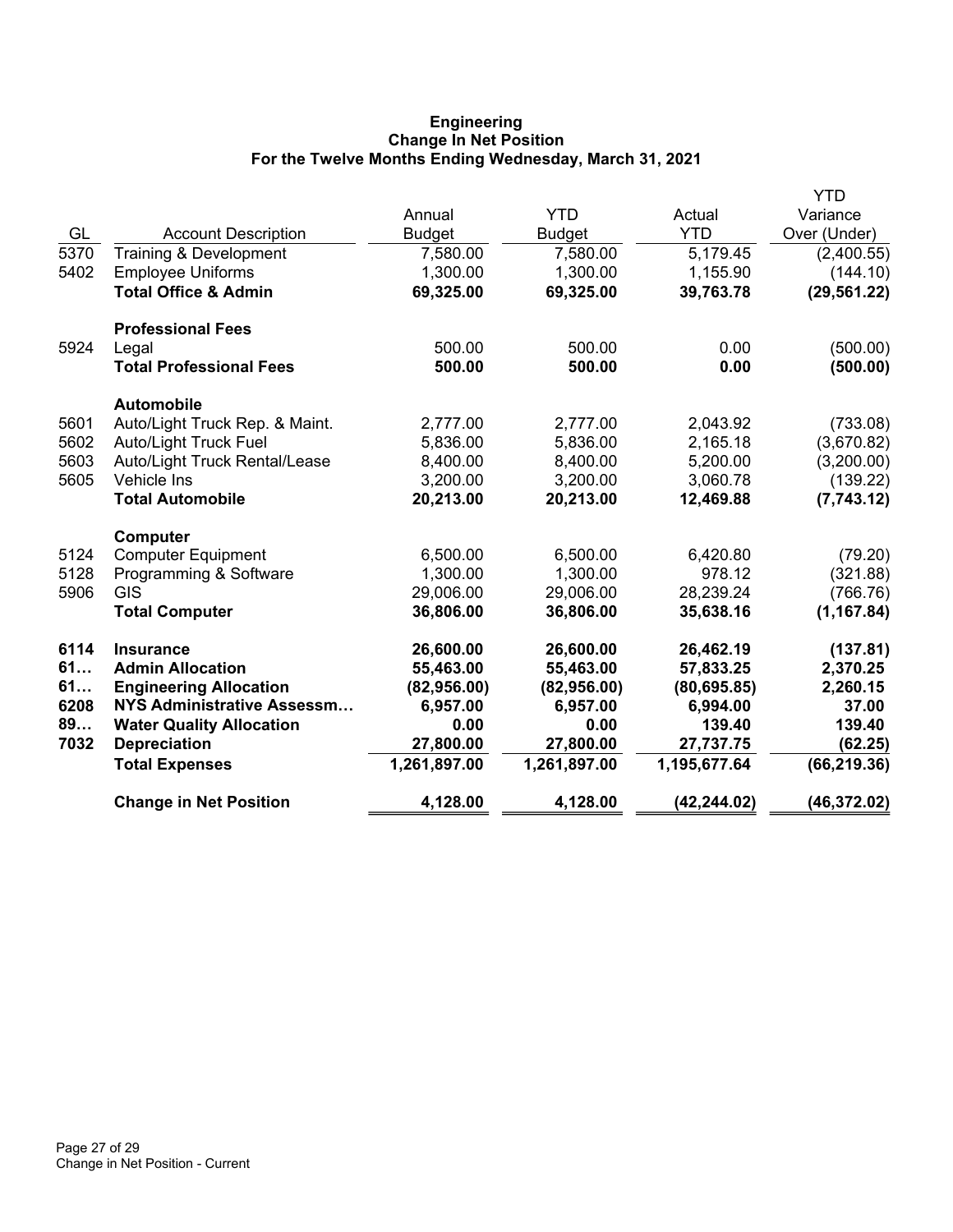**Engineering**
**Change In Net Position**
**For the Twelve Months Ending Wednesday, March 31, 2021**

| GL | Account Description | Annual Budget | YTD Budget | Actual YTD | YTD Variance Over (Under) |
|---|---|---|---|---|---|
| 5370 | Training & Development | 7,580.00 | 7,580.00 | 5,179.45 | (2,400.55) |
| 5402 | Employee Uniforms | 1,300.00 | 1,300.00 | 1,155.90 | (144.10) |
| | **Total Office & Admin** | **69,325.00** | **69,325.00** | **39,763.78** | **(29,561.22)** |
| | **Professional Fees** | | | | |
| 5924 | Legal | 500.00 | 500.00 | 0.00 | (500.00) |
| | **Total Professional Fees** | **500.00** | **500.00** | **0.00** | **(500.00)** |
| | **Automobile** | | | | |
| 5601 | Auto/Light Truck Rep. & Maint. | 2,777.00 | 2,777.00 | 2,043.92 | (733.08) |
| 5602 | Auto/Light Truck Fuel | 5,836.00 | 5,836.00 | 2,165.18 | (3,670.82) |
| 5603 | Auto/Light Truck Rental/Lease | 8,400.00 | 8,400.00 | 5,200.00 | (3,200.00) |
| 5605 | Vehicle Ins | 3,200.00 | 3,200.00 | 3,060.78 | (139.22) |
| | **Total Automobile** | **20,213.00** | **20,213.00** | **12,469.88** | **(7,743.12)** |
| | **Computer** | | | | |
| 5124 | Computer Equipment | 6,500.00 | 6,500.00 | 6,420.80 | (79.20) |
| 5128 | Programming & Software | 1,300.00 | 1,300.00 | 978.12 | (321.88) |
| 5906 | GIS | 29,006.00 | 29,006.00 | 28,239.24 | (766.76) |
| | **Total Computer** | **36,806.00** | **36,806.00** | **35,638.16** | **(1,167.84)** |
| **6114** | **Insurance** | **26,600.00** | **26,600.00** | **26,462.19** | **(137.81)** |
| **61…** | **Admin Allocation** | **55,463.00** | **55,463.00** | **57,833.25** | **2,370.25** |
| **61…** | **Engineering Allocation** | **(82,956.00)** | **(82,956.00)** | **(80,695.85)** | **2,260.15** |
| **6208** | **NYS Administrative Assessm…** | **6,957.00** | **6,957.00** | **6,994.00** | **37.00** |
| **89…** | **Water Quality Allocation** | **0.00** | **0.00** | **139.40** | **139.40** |
| **7032** | **Depreciation** | **27,800.00** | **27,800.00** | **27,737.75** | **(62.25)** |
| | **Total Expenses** | **1,261,897.00** | **1,261,897.00** | **1,195,677.64** | **(66,219.36)** |
| | **Change in Net Position** | **4,128.00** | **4,128.00** | **(42,244.02)** | **(46,372.02)** |

Change in Net Position - Current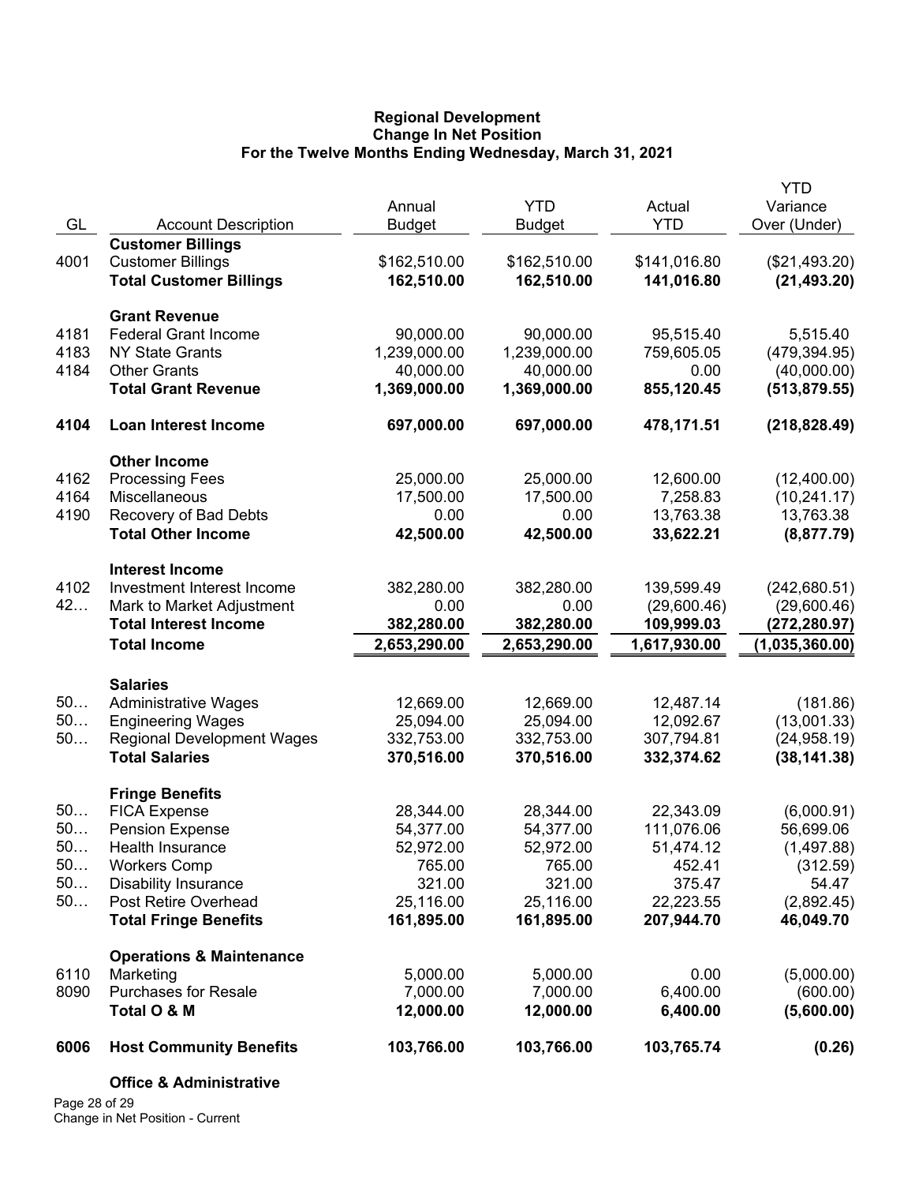**Regional Development**
**Change In Net Position**
**For the Twelve Months Ending Wednesday, March 31, 2021**

| GL | Account Description | Annual Budget | YTD Budget | Actual YTD | YTD Variance Over (Under) |
|---|---|---|---|---|---|
| | **Customer Billings** | | | | |
| 4001 | Customer Billings | $162,510.00 | $162,510.00 | $141,016.80 | ($21,493.20) |
| | **Total Customer Billings** | **162,510.00** | **162,510.00** | **141,016.80** | **(21,493.20)** |
| | **Grant Revenue** | | | | |
| 4181 | Federal Grant Income | 90,000.00 | 90,000.00 | 95,515.40 | 5,515.40 |
| 4183 | NY State Grants | 1,239,000.00 | 1,239,000.00 | 759,605.05 | (479,394.95) |
| 4184 | Other Grants | 40,000.00 | 40,000.00 | 0.00 | (40,000.00) |
| | **Total Grant Revenue** | **1,369,000.00** | **1,369,000.00** | **855,120.45** | **(513,879.55)** |
| **4104** | **Loan Interest Income** | **697,000.00** | **697,000.00** | **478,171.51** | **(218,828.49)** |
| | **Other Income** | | | | |
| 4162 | Processing Fees | 25,000.00 | 25,000.00 | 12,600.00 | (12,400.00) |
| 4164 | Miscellaneous | 17,500.00 | 17,500.00 | 7,258.83 | (10,241.17) |
| 4190 | Recovery of Bad Debts | 0.00 | 0.00 | 13,763.38 | 13,763.38 |
| | **Total Other Income** | **42,500.00** | **42,500.00** | **33,622.21** | **(8,877.79)** |
| | **Interest Income** | | | | |
| 4102 | Investment Interest Income | 382,280.00 | 382,280.00 | 139,599.49 | (242,680.51) |
| 42… | Mark to Market Adjustment | 0.00 | 0.00 | (29,600.46) | (29,600.46) |
| | **Total Interest Income** | **382,280.00** | **382,280.00** | **109,999.03** | **(272,280.97)** |
| | **Total Income** | **2,653,290.00** | **2,653,290.00** | **1,617,930.00** | **(1,035,360.00)** |
| | **Salaries** | | | | |
| 50… | Administrative Wages | 12,669.00 | 12,669.00 | 12,487.14 | (181.86) |
| 50… | Engineering Wages | 25,094.00 | 25,094.00 | 12,092.67 | (13,001.33) |
| 50… | Regional Development Wages | 332,753.00 | 332,753.00 | 307,794.81 | (24,958.19) |
| | **Total Salaries** | **370,516.00** | **370,516.00** | **332,374.62** | **(38,141.38)** |
| | **Fringe Benefits** | | | | |
| 50… | FICA Expense | 28,344.00 | 28,344.00 | 22,343.09 | (6,000.91) |
| 50… | Pension Expense | 54,377.00 | 54,377.00 | 111,076.06 | 56,699.06 |
| 50… | Health Insurance | 52,972.00 | 52,972.00 | 51,474.12 | (1,497.88) |
| 50… | Workers Comp | 765.00 | 765.00 | 452.41 | (312.59) |
| 50… | Disability Insurance | 321.00 | 321.00 | 375.47 | 54.47 |
| 50… | Post Retire Overhead | 25,116.00 | 25,116.00 | 22,223.55 | (2,892.45) |
| | **Total Fringe Benefits** | **161,895.00** | **161,895.00** | **207,944.70** | **46,049.70** |
| | **Operations & Maintenance** | | | | |
| 6110 | Marketing | 5,000.00 | 5,000.00 | 0.00 | (5,000.00) |
| 8090 | Purchases for Resale | 7,000.00 | 7,000.00 | 6,400.00 | (600.00) |
| | **Total O & M** | **12,000.00** | **12,000.00** | **6,400.00** | **(5,600.00)** |
| **6006** | **Host Community Benefits** | **103,766.00** | **103,766.00** | **103,765.74** | **(0.26)** |
| | **Office & Administrative** | | | | |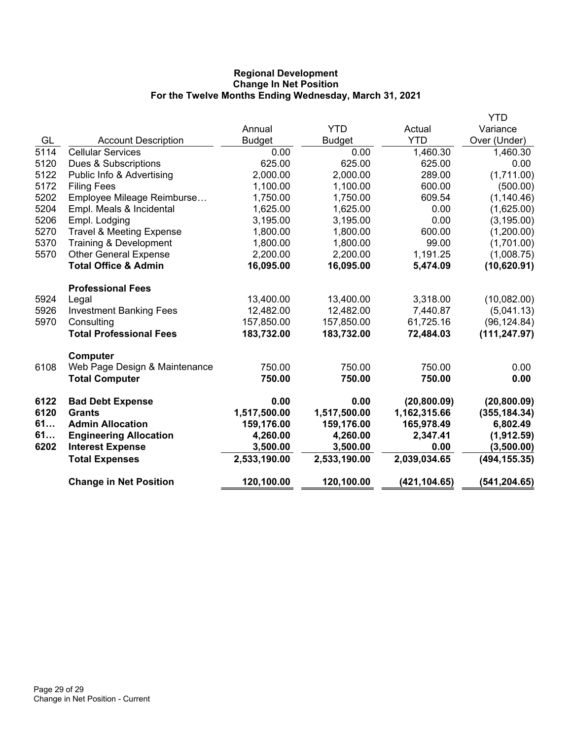## Regional Development
## Change In Net Position
## For the Twelve Months Ending Wednesday, March 31, 2021

| GL | Account Description | Annual Budget | YTD Budget | Actual YTD | YTD Variance Over (Under) |
|---|---|---|---|---|---|
| 5114 | Cellular Services | 0.00 | 0.00 | 1,460.30 | 1,460.30 |
| 5120 | Dues & Subscriptions | 625.00 | 625.00 | 625.00 | 0.00 |
| 5122 | Public Info & Advertising | 2,000.00 | 2,000.00 | 289.00 | (1,711.00) |
| 5172 | Filing Fees | 1,100.00 | 1,100.00 | 600.00 | (500.00) |
| 5202 | Employee Mileage Reimburse… | 1,750.00 | 1,750.00 | 609.54 | (1,140.46) |
| 5204 | Empl. Meals & Incidental | 1,625.00 | 1,625.00 | 0.00 | (1,625.00) |
| 5206 | Empl. Lodging | 3,195.00 | 3,195.00 | 0.00 | (3,195.00) |
| 5270 | Travel & Meeting Expense | 1,800.00 | 1,800.00 | 600.00 | (1,200.00) |
| 5370 | Training & Development | 1,800.00 | 1,800.00 | 99.00 | (1,701.00) |
| 5570 | Other General Expense | 2,200.00 | 2,200.00 | 1,191.25 | (1,008.75) |
| | **Total Office & Admin** | **16,095.00** | **16,095.00** | **5,474.09** | **(10,620.91)** |
| | **Professional Fees** | | | | |
| 5924 | Legal | 13,400.00 | 13,400.00 | 3,318.00 | (10,082.00) |
| 5926 | Investment Banking Fees | 12,482.00 | 12,482.00 | 7,440.87 | (5,041.13) |
| 5970 | Consulting | 157,850.00 | 157,850.00 | 61,725.16 | (96,124.84) |
| | **Total Professional Fees** | **183,732.00** | **183,732.00** | **72,484.03** | **(111,247.97)** |
| | **Computer** | | | | |
| 6108 | Web Page Design & Maintenance | 750.00 | 750.00 | 750.00 | 0.00 |
| | **Total Computer** | **750.00** | **750.00** | **750.00** | **0.00** |
| **6122** | **Bad Debt Expense** | **0.00** | **0.00** | **(20,800.09)** | **(20,800.09)** |
| **6120** | **Grants** | **1,517,500.00** | **1,517,500.00** | **1,162,315.66** | **(355,184.34)** |
| **61…** | **Admin Allocation** | **159,176.00** | **159,176.00** | **165,978.49** | **6,802.49** |
| **61…** | **Engineering Allocation** | **4,260.00** | **4,260.00** | **2,347.41** | **(1,912.59)** |
| **6202** | **Interest Expense** | **3,500.00** | **3,500.00** | **0.00** | **(3,500.00)** |
| | **Total Expenses** | **2,533,190.00** | **2,533,190.00** | **2,039,034.65** | **(494,155.35)** |
| | **Change in Net Position** | **120,100.00** | **120,100.00** | **(421,104.65)** | **(541,204.65)** |

Change in Net Position - Current